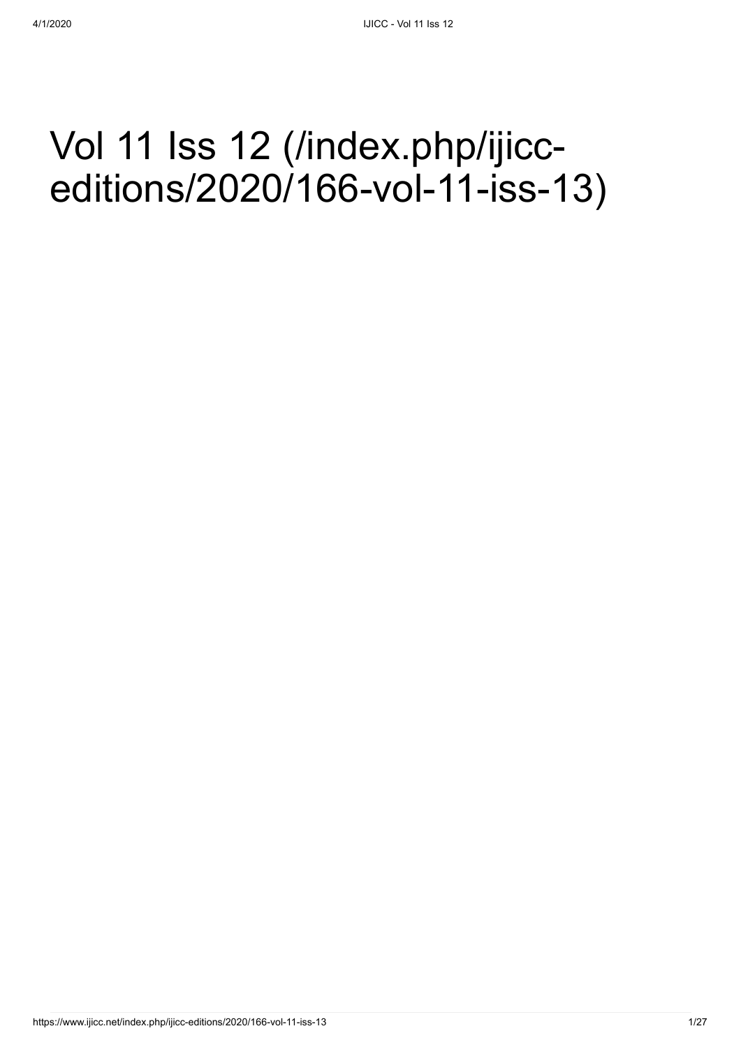# Vol 11 Iss 12 (/index.php/ijicc-editions/2020/166-vol-11-iss-13)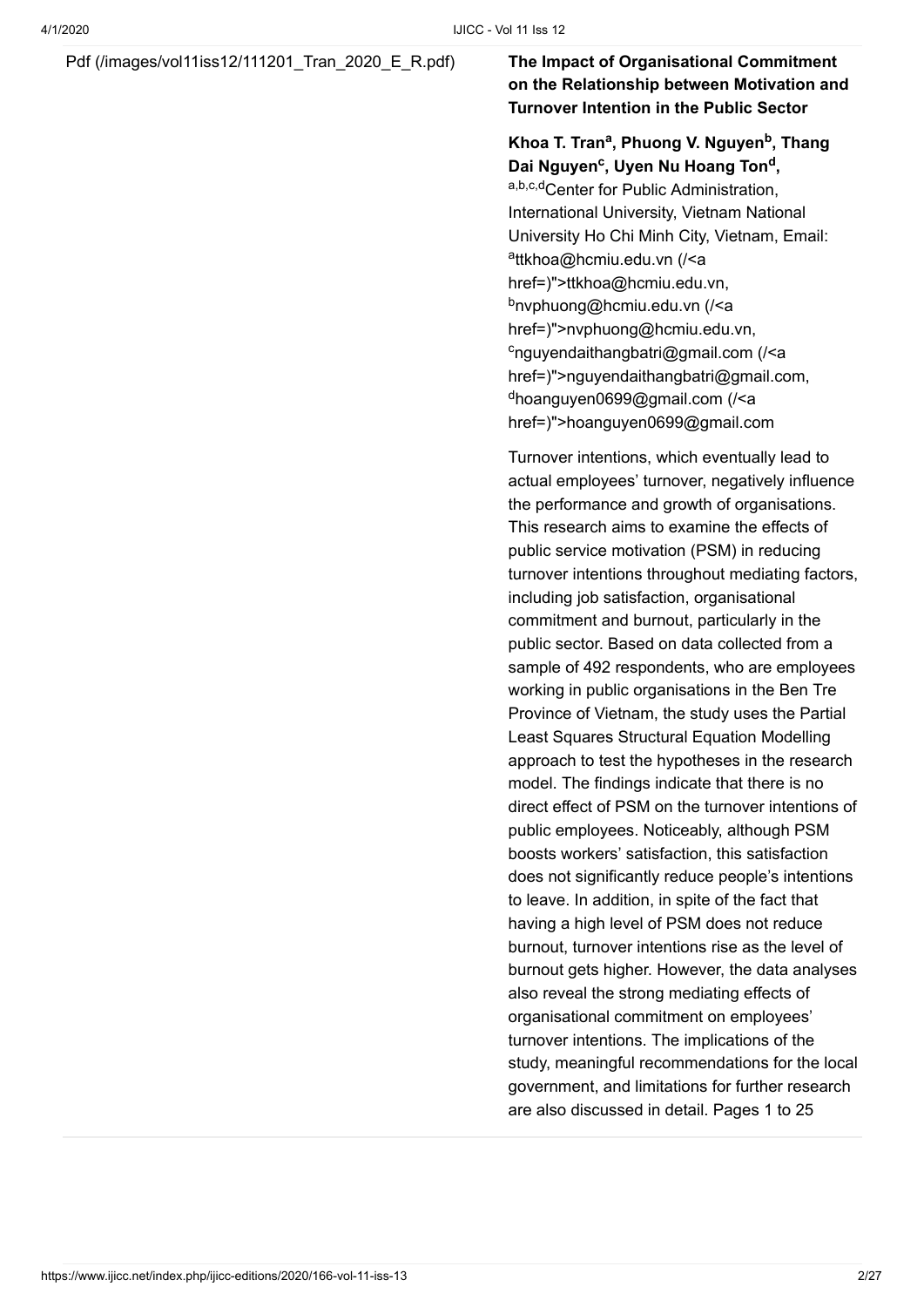Pdf (/images/vol11iss12/111201_Tran_2020_E_R.pdf)

**The Impact of Organisational Commitment on the Relationship between Motivation and Turnover Intention in the Public Sector**

**Khoa T. Tran[a], Phuong V. Nguyen[b], Thang Dai Nguyen[c], Uyen Nu Hoang Ton[d],**

[a,b,c,d]Center for Public Administration, International University, Vietnam National University Ho Chi Minh City, Vietnam, Email: [a]ttkhoa@hcmiu.edu.vn (/<a href=)">ttkhoa@hcmiu.edu.vn, [b]nvphuong@hcmiu.edu.vn (/<a href=)">nvphuong@hcmiu.edu.vn, [c]nguyendaithangbatri@gmail.com (/<a href=)">nguyendaithangbatri@gmail.com, [d]hoanguyen0699@gmail.com (/<a href=)">hoanguyen0699@gmail.com

Turnover intentions, which eventually lead to actual employees' turnover, negatively influence the performance and growth of organisations. This research aims to examine the effects of public service motivation (PSM) in reducing turnover intentions throughout mediating factors, including job satisfaction, organisational commitment and burnout, particularly in the public sector. Based on data collected from a sample of 492 respondents, who are employees working in public organisations in the Ben Tre Province of Vietnam, the study uses the Partial Least Squares Structural Equation Modelling approach to test the hypotheses in the research model. The findings indicate that there is no direct effect of PSM on the turnover intentions of public employees. Noticeably, although PSM boosts workers' satisfaction, this satisfaction does not significantly reduce people's intentions to leave. In addition, in spite of the fact that having a high level of PSM does not reduce burnout, turnover intentions rise as the level of burnout gets higher. However, the data analyses also reveal the strong mediating effects of organisational commitment on employees' turnover intentions. The implications of the study, meaningful recommendations for the local government, and limitations for further research are also discussed in detail. Pages 1 to 25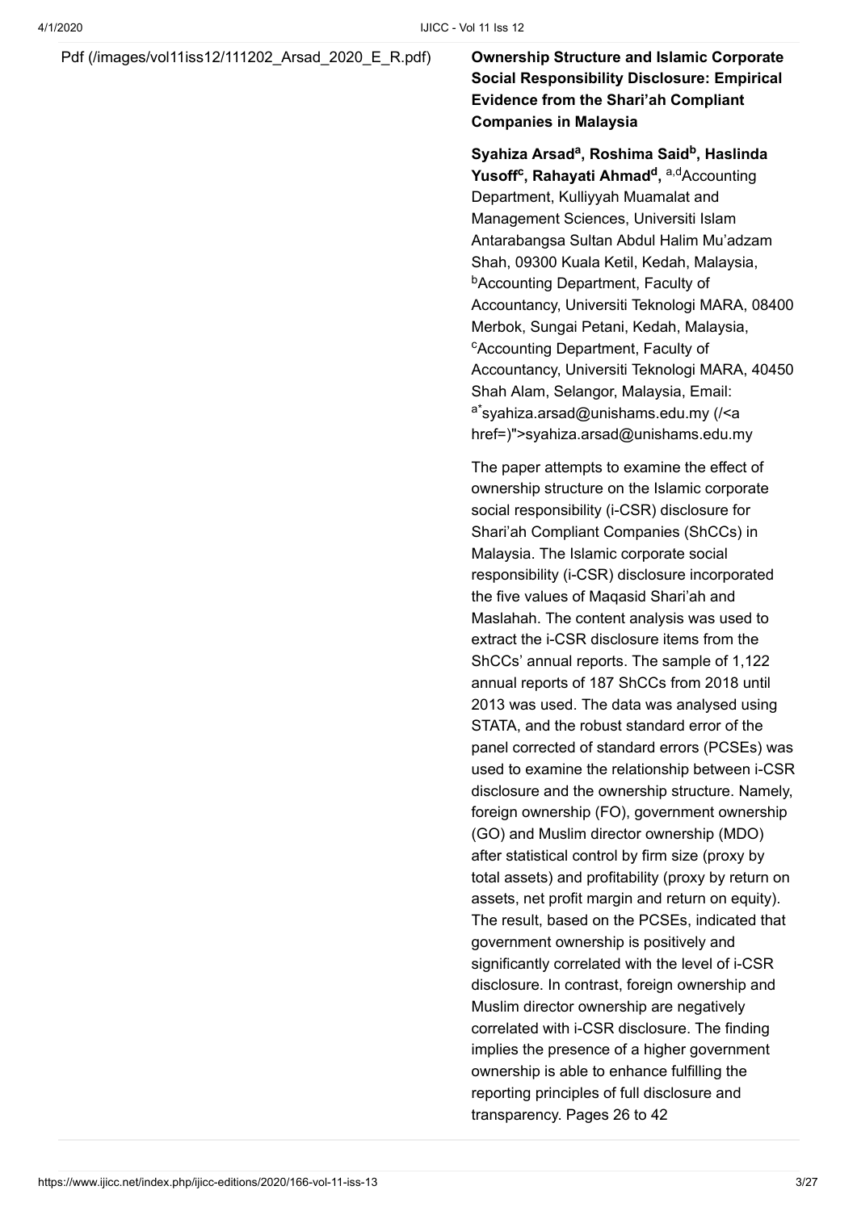Pdf (/images/vol11iss12/111202_Arsad_2020_E_R.pdf)

**Ownership Structure and Islamic Corporate Social Responsibility Disclosure: Empirical Evidence from the Shari'ah Compliant Companies in Malaysia**

**Syahiza Arsad[a], Roshima Said[b], Haslinda Yusoff[c], Rahayati Ahmad[d],** [a,d]Accounting Department, Kulliyyah Muamalat and Management Sciences, Universiti Islam Antarabangsa Sultan Abdul Halim Mu'adzam Shah, 09300 Kuala Ketil, Kedah, Malaysia, [b]Accounting Department, Faculty of Accountancy, Universiti Teknologi MARA, 08400 Merbok, Sungai Petani, Kedah, Malaysia, [c]Accounting Department, Faculty of Accountancy, Universiti Teknologi MARA, 40450 Shah Alam, Selangor, Malaysia, Email: [a*]syahiza.arsad@unishams.edu.my (/<a href=)">syahiza.arsad@unishams.edu.my

The paper attempts to examine the effect of ownership structure on the Islamic corporate social responsibility (i-CSR) disclosure for Shari'ah Compliant Companies (ShCCs) in Malaysia. The Islamic corporate social responsibility (i-CSR) disclosure incorporated the five values of Maqasid Shari'ah and Maslahah. The content analysis was used to extract the i-CSR disclosure items from the ShCCs' annual reports. The sample of 1,122 annual reports of 187 ShCCs from 2018 until 2013 was used. The data was analysed using STATA, and the robust standard error of the panel corrected of standard errors (PCSEs) was used to examine the relationship between i-CSR disclosure and the ownership structure. Namely, foreign ownership (FO), government ownership (GO) and Muslim director ownership (MDO) after statistical control by firm size (proxy by total assets) and profitability (proxy by return on assets, net profit margin and return on equity). The result, based on the PCSEs, indicated that government ownership is positively and significantly correlated with the level of i-CSR disclosure. In contrast, foreign ownership and Muslim director ownership are negatively correlated with i-CSR disclosure. The finding implies the presence of a higher government ownership is able to enhance fulfilling the reporting principles of full disclosure and transparency. Pages 26 to 42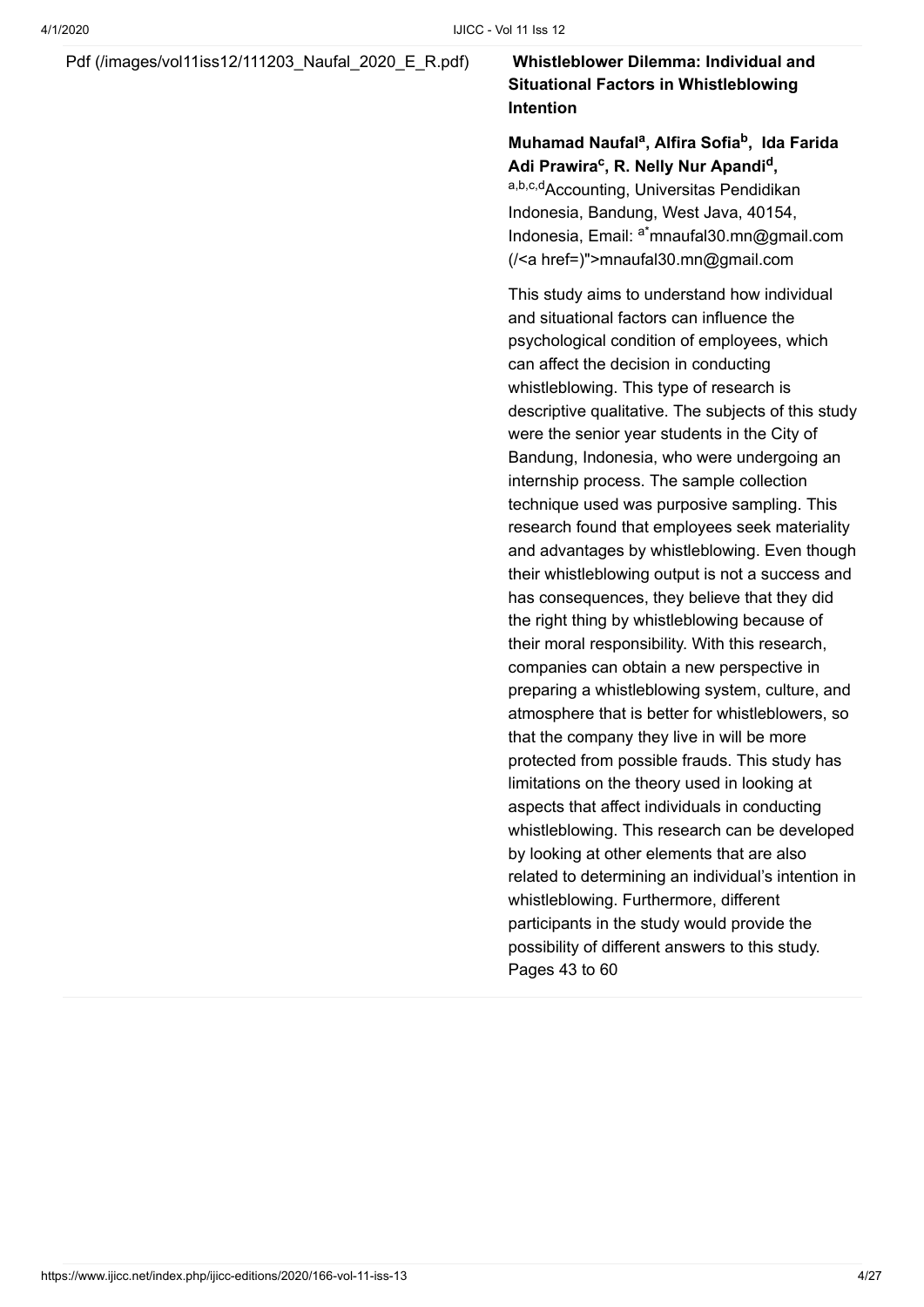Pdf (/images/vol11iss12/111203_Naufal_2020_E_R.pdf)

**Whistleblower Dilemma: Individual and Situational Factors in Whistleblowing Intention**

**Muhamad Naufal[a], Alfira Sofia[b], Ida Farida Adi Prawira[c], R. Nelly Nur Apandi[d],**

[a,b,c,d]Accounting, Universitas Pendidikan Indonesia, Bandung, West Java, 40154, Indonesia, Email: [a*]mnaufal30.mn@gmail.com (/<a href=)">mnaufal30.mn@gmail.com

This study aims to understand how individual and situational factors can influence the psychological condition of employees, which can affect the decision in conducting whistleblowing. This type of research is descriptive qualitative. The subjects of this study were the senior year students in the City of Bandung, Indonesia, who were undergoing an internship process. The sample collection technique used was purposive sampling. This research found that employees seek materiality and advantages by whistleblowing. Even though their whistleblowing output is not a success and has consequences, they believe that they did the right thing by whistleblowing because of their moral responsibility. With this research, companies can obtain a new perspective in preparing a whistleblowing system, culture, and atmosphere that is better for whistleblowers, so that the company they live in will be more protected from possible frauds. This study has limitations on the theory used in looking at aspects that affect individuals in conducting whistleblowing. This research can be developed by looking at other elements that are also related to determining an individual's intention in whistleblowing. Furthermore, different participants in the study would provide the possibility of different answers to this study.
Pages 43 to 60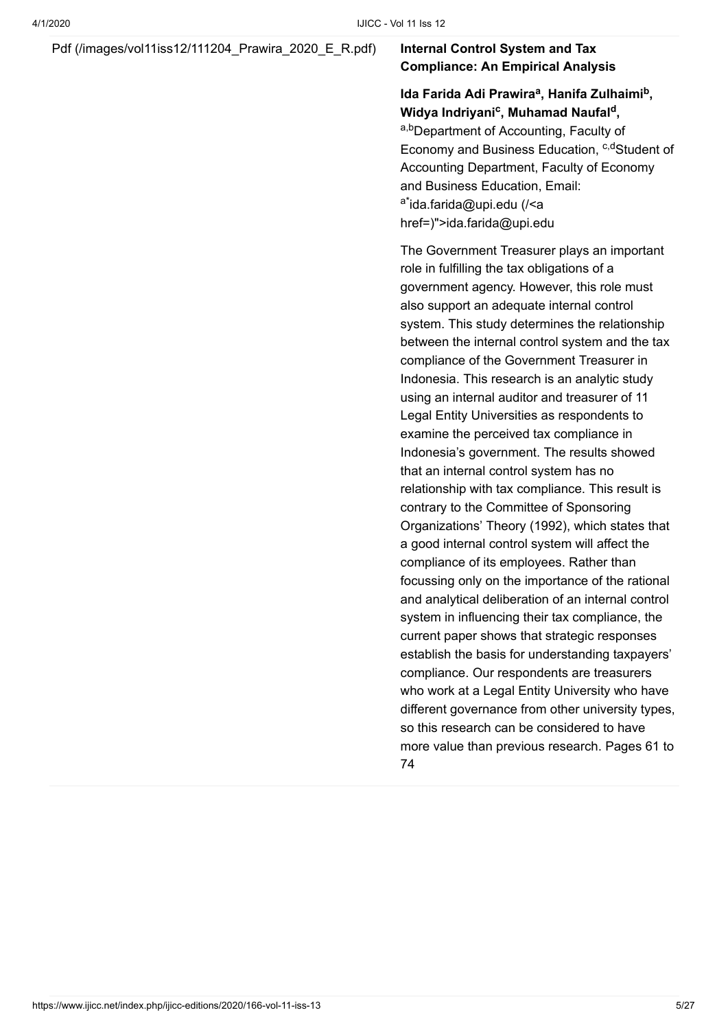Pdf (/images/vol11iss12/111204_Prawira_2020_E_R.pdf)

**Internal Control System and Tax Compliance: An Empirical Analysis**

**Ida Farida Adi Prawira[a], Hanifa Zulhaimi[b], Widya Indriyani[c], Muhamad Naufal[d],**

[a,b]Department of Accounting, Faculty of Economy and Business Education, [c,d]Student of Accounting Department, Faculty of Economy and Business Education, Email: [a*]ida.farida@upi.edu (/<a href=)">ida.farida@upi.edu

The Government Treasurer plays an important role in fulfilling the tax obligations of a government agency. However, this role must also support an adequate internal control system. This study determines the relationship between the internal control system and the tax compliance of the Government Treasurer in Indonesia. This research is an analytic study using an internal auditor and treasurer of 11 Legal Entity Universities as respondents to examine the perceived tax compliance in Indonesia's government. The results showed that an internal control system has no relationship with tax compliance. This result is contrary to the Committee of Sponsoring Organizations' Theory (1992), which states that a good internal control system will affect the compliance of its employees. Rather than focussing only on the importance of the rational and analytical deliberation of an internal control system in influencing their tax compliance, the current paper shows that strategic responses establish the basis for understanding taxpayers' compliance. Our respondents are treasurers who work at a Legal Entity University who have different governance from other university types, so this research can be considered to have more value than previous research. Pages 61 to 74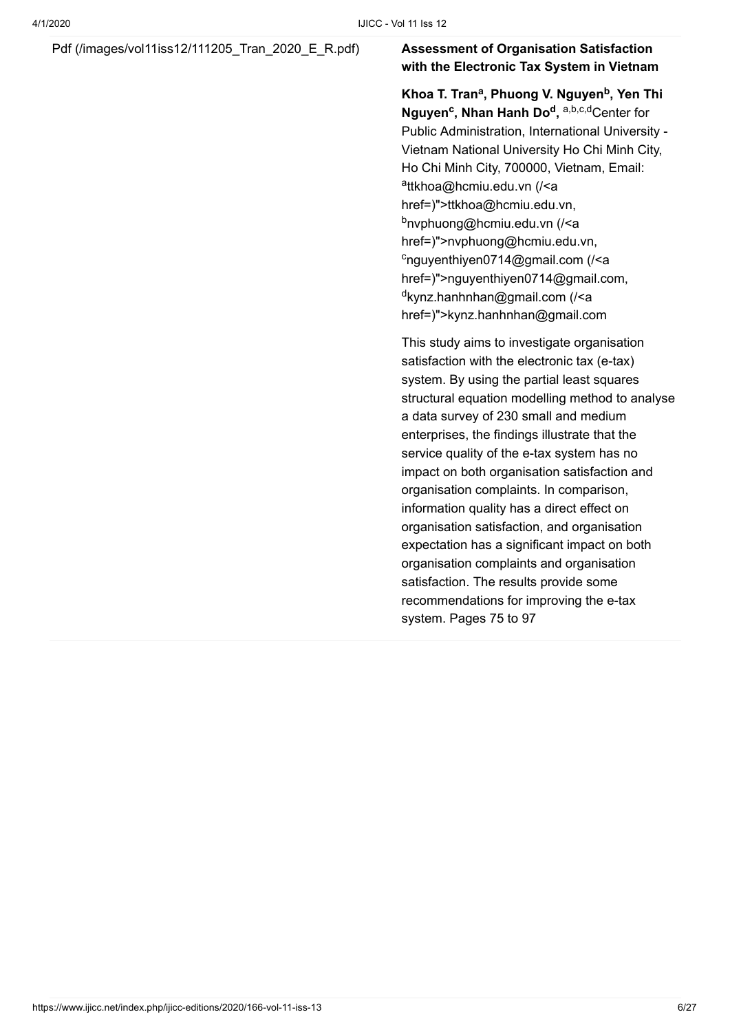Pdf (/images/vol11iss12/111205_Tran_2020_E_R.pdf)

**Assessment of Organisation Satisfaction with the Electronic Tax System in Vietnam**

**Khoa T. Tran[a], Phuong V. Nguyen[b], Yen Thi Nguyen[c], Nhan Hanh Do[d],** [a,b,c,d]Center for Public Administration, International University - Vietnam National University Ho Chi Minh City, Ho Chi Minh City, 700000, Vietnam, Email: [a]ttkhoa@hcmiu.edu.vn (/<a href=)">ttkhoa@hcmiu.edu.vn, [b]nvphuong@hcmiu.edu.vn (/<a href=)">nvphuong@hcmiu.edu.vn, [c]nguyenthiyen0714@gmail.com (/<a href=)">nguyenthiyen0714@gmail.com, [d]kynz.hanhnhan@gmail.com (/<a href=)">kynz.hanhnhan@gmail.com

This study aims to investigate organisation satisfaction with the electronic tax (e-tax) system. By using the partial least squares structural equation modelling method to analyse a data survey of 230 small and medium enterprises, the findings illustrate that the service quality of the e-tax system has no impact on both organisation satisfaction and organisation complaints. In comparison, information quality has a direct effect on organisation satisfaction, and organisation expectation has a significant impact on both organisation complaints and organisation satisfaction. The results provide some recommendations for improving the e-tax system. Pages 75 to 97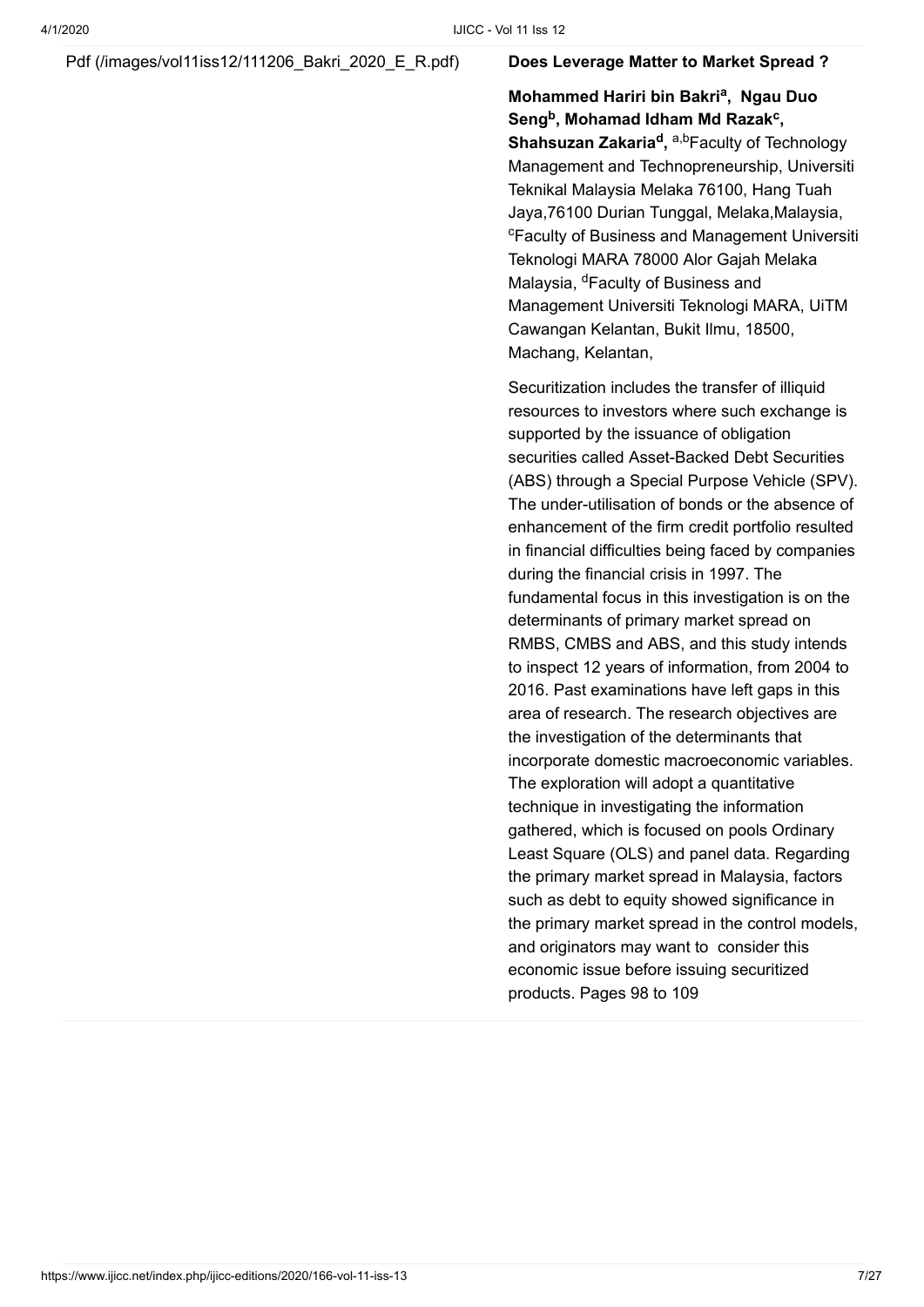Pdf (/images/vol11iss12/111206_Bakri_2020_E_R.pdf)

**Does Leverage Matter to Market Spread ?**

**Mohammed Hariri bin Bakri[a], Ngau Duo Seng[b], Mohamad Idham Md Razak[c], Shahsuzan Zakaria[d],** [a,b]Faculty of Technology Management and Technopreneurship, Universiti Teknikal Malaysia Melaka 76100, Hang Tuah Jaya,76100 Durian Tunggal, Melaka,Malaysia, [c]Faculty of Business and Management Universiti Teknologi MARA 78000 Alor Gajah Melaka Malaysia, [d]Faculty of Business and Management Universiti Teknologi MARA, UiTM Cawangan Kelantan, Bukit Ilmu, 18500, Machang, Kelantan,

Securitization includes the transfer of illiquid resources to investors where such exchange is supported by the issuance of obligation securities called Asset-Backed Debt Securities (ABS) through a Special Purpose Vehicle (SPV). The under-utilisation of bonds or the absence of enhancement of the firm credit portfolio resulted in financial difficulties being faced by companies during the financial crisis in 1997. The fundamental focus in this investigation is on the determinants of primary market spread on RMBS, CMBS and ABS, and this study intends to inspect 12 years of information, from 2004 to 2016. Past examinations have left gaps in this area of research. The research objectives are the investigation of the determinants that incorporate domestic macroeconomic variables. The exploration will adopt a quantitative technique in investigating the information gathered, which is focused on pools Ordinary Least Square (OLS) and panel data. Regarding the primary market spread in Malaysia, factors such as debt to equity showed significance in the primary market spread in the control models, and originators may want to consider this economic issue before issuing securitized products. Pages 98 to 109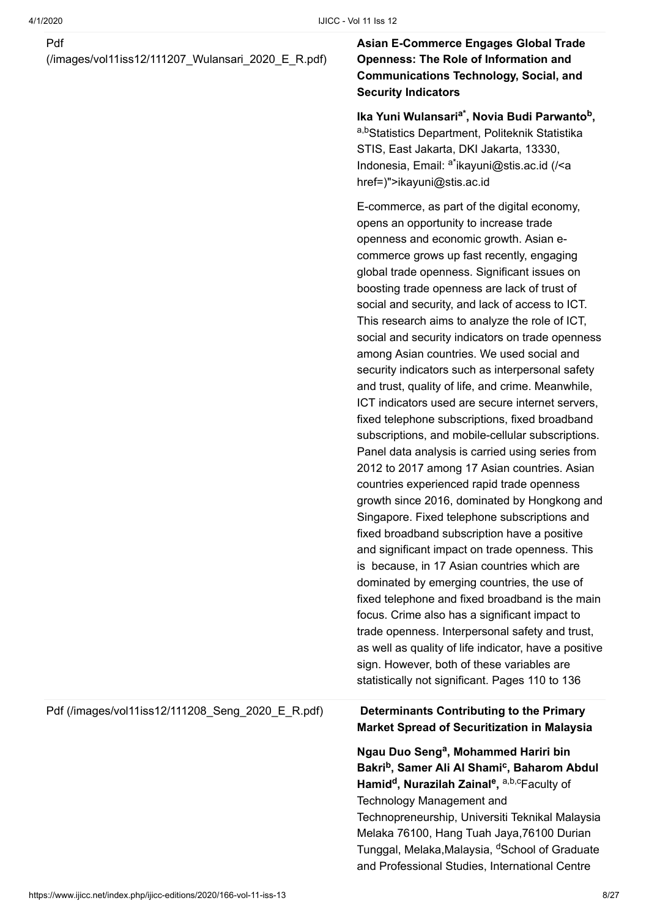Pdf (/images/vol11iss12/111207_Wulansari_2020_E_R.pdf)

**Asian E-Commerce Engages Global Trade Openness: The Role of Information and Communications Technology, Social, and Security Indicators**

**Ika Yuni Wulansari[a*], Novia Budi Parwanto[b],** [a,b]Statistics Department, Politeknik Statistika STIS, East Jakarta, DKI Jakarta, 13330, Indonesia, Email: [a*]ikayuni@stis.ac.id (/<a href=)">ikayuni@stis.ac.id

E-commerce, as part of the digital economy, opens an opportunity to increase trade openness and economic growth. Asian e-commerce grows up fast recently, engaging global trade openness. Significant issues on boosting trade openness are lack of trust of social and security, and lack of access to ICT. This research aims to analyze the role of ICT, social and security indicators on trade openness among Asian countries. We used social and security indicators such as interpersonal safety and trust, quality of life, and crime. Meanwhile, ICT indicators used are secure internet servers, fixed telephone subscriptions, fixed broadband subscriptions, and mobile-cellular subscriptions. Panel data analysis is carried using series from 2012 to 2017 among 17 Asian countries. Asian countries experienced rapid trade openness growth since 2016, dominated by Hongkong and Singapore. Fixed telephone subscriptions and fixed broadband subscription have a positive and significant impact on trade openness. This is because, in 17 Asian countries which are dominated by emerging countries, the use of fixed telephone and fixed broadband is the main focus. Crime also has a significant impact to trade openness. Interpersonal safety and trust, as well as quality of life indicator, have a positive sign. However, both of these variables are statistically not significant. Pages 110 to 136

Pdf (/images/vol11iss12/111208_Seng_2020_E_R.pdf)

**Determinants Contributing to the Primary Market Spread of Securitization in Malaysia**

**Ngau Duo Seng[a], Mohammed Hariri bin Bakri[b], Samer Ali Al Shami[c], Baharom Abdul Hamid[d], Nurazilah Zainal[e],** [a,b,c]Faculty of Technology Management and Technopreneurship, Universiti Teknikal Malaysia Melaka 76100, Hang Tuah Jaya,76100 Durian Tunggal, Melaka,Malaysia, [d]School of Graduate and Professional Studies, International Centre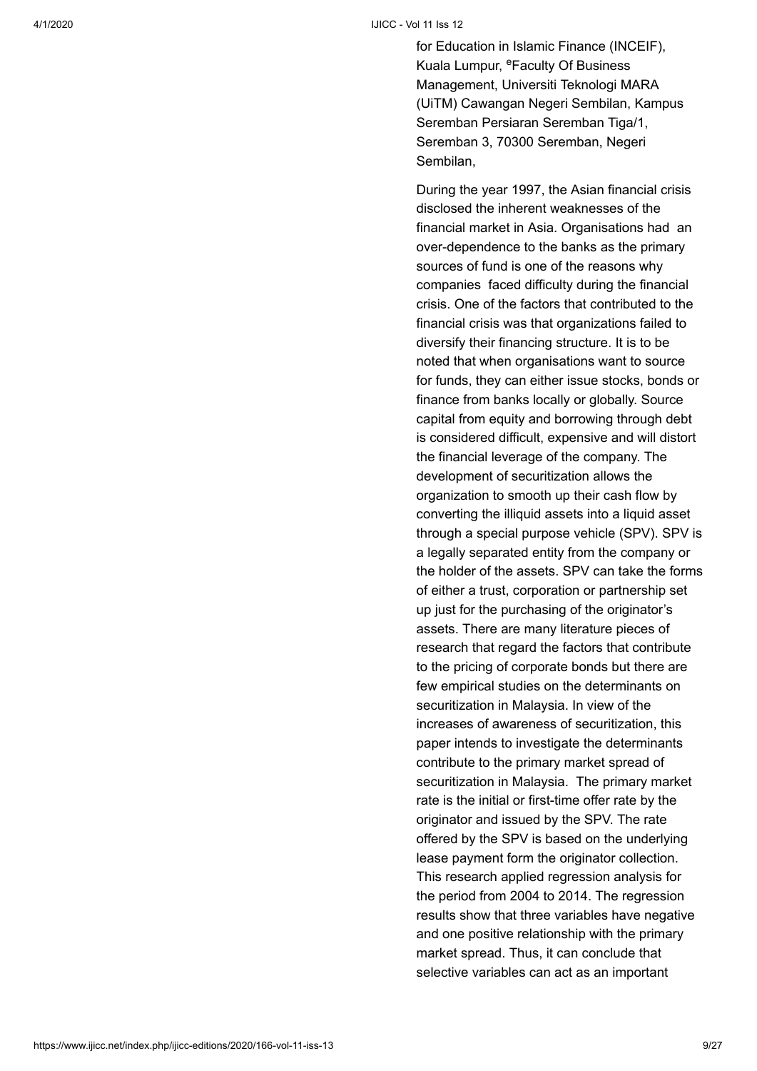for Education in Islamic Finance (INCEIF), Kuala Lumpur, [e]Faculty Of Business Management, Universiti Teknologi MARA (UiTM) Cawangan Negeri Sembilan, Kampus Seremban Persiaran Seremban Tiga/1, Seremban 3, 70300 Seremban, Negeri Sembilan,

During the year 1997, the Asian financial crisis disclosed the inherent weaknesses of the financial market in Asia. Organisations had an over-dependence to the banks as the primary sources of fund is one of the reasons why companies faced difficulty during the financial crisis. One of the factors that contributed to the financial crisis was that organizations failed to diversify their financing structure. It is to be noted that when organisations want to source for funds, they can either issue stocks, bonds or finance from banks locally or globally. Source capital from equity and borrowing through debt is considered difficult, expensive and will distort the financial leverage of the company. The development of securitization allows the organization to smooth up their cash flow by converting the illiquid assets into a liquid asset through a special purpose vehicle (SPV). SPV is a legally separated entity from the company or the holder of the assets. SPV can take the forms of either a trust, corporation or partnership set up just for the purchasing of the originator's assets. There are many literature pieces of research that regard the factors that contribute to the pricing of corporate bonds but there are few empirical studies on the determinants on securitization in Malaysia. In view of the increases of awareness of securitization, this paper intends to investigate the determinants contribute to the primary market spread of securitization in Malaysia. The primary market rate is the initial or first-time offer rate by the originator and issued by the SPV. The rate offered by the SPV is based on the underlying lease payment form the originator collection. This research applied regression analysis for the period from 2004 to 2014. The regression results show that three variables have negative and one positive relationship with the primary market spread. Thus, it can conclude that selective variables can act as an important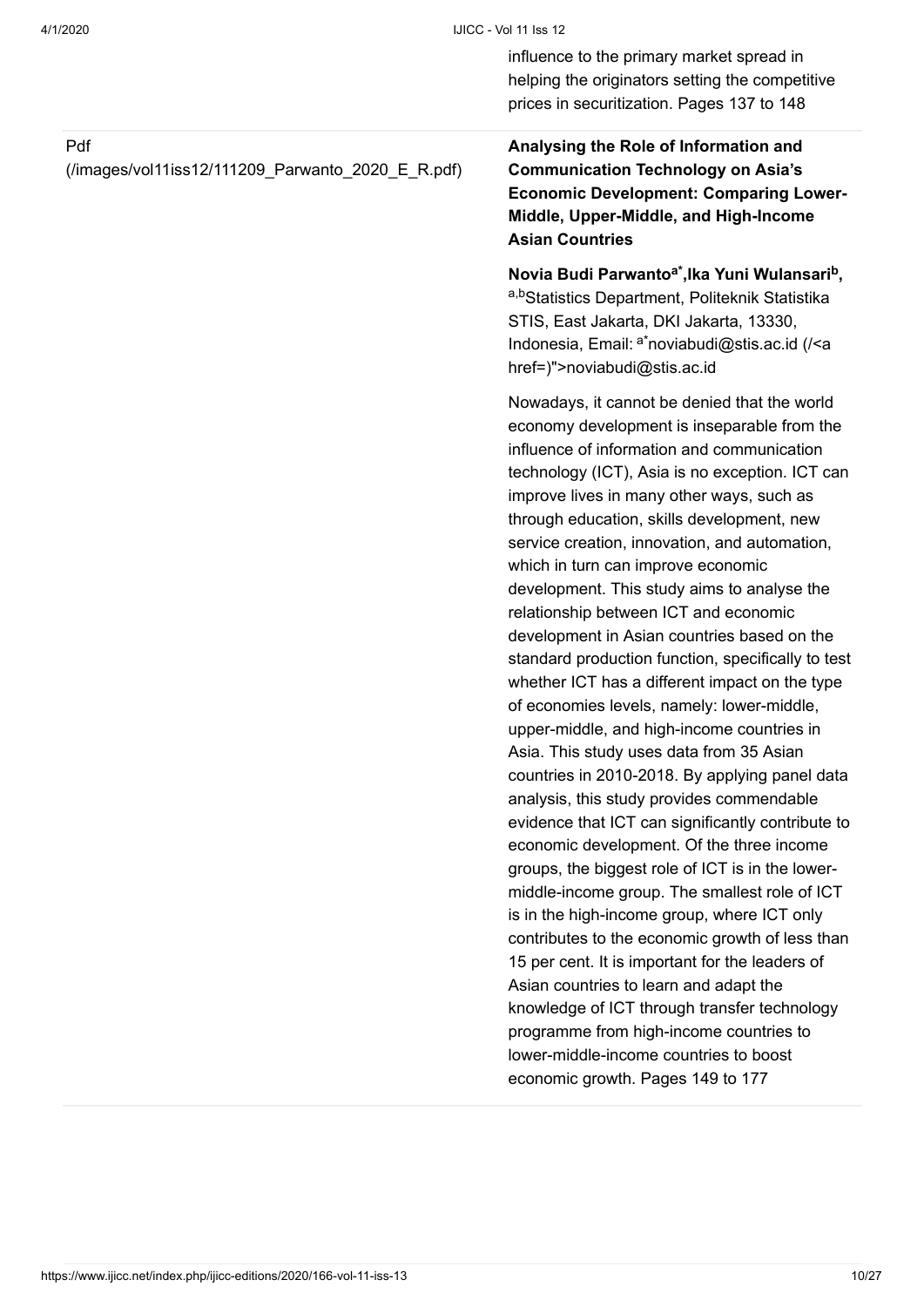influence to the primary market spread in helping the originators setting the competitive prices in securitization. Pages 137 to 148

Pdf (/images/vol11iss12/111209_Parwanto_2020_E_R.pdf)

**Analysing the Role of Information and Communication Technology on Asia's Economic Development: Comparing Lower-Middle, Upper-Middle, and High-Income Asian Countries**

**Novia Budi Parwanto[a*],Ika Yuni Wulansari[b],** [a,b]Statistics Department, Politeknik Statistika STIS, East Jakarta, DKI Jakarta, 13330, Indonesia, Email: [a*]noviabudi@stis.ac.id (/<a href=)">noviabudi@stis.ac.id

Nowadays, it cannot be denied that the world economy development is inseparable from the influence of information and communication technology (ICT), Asia is no exception. ICT can improve lives in many other ways, such as through education, skills development, new service creation, innovation, and automation, which in turn can improve economic development. This study aims to analyse the relationship between ICT and economic development in Asian countries based on the standard production function, specifically to test whether ICT has a different impact on the type of economies levels, namely: lower-middle, upper-middle, and high-income countries in Asia. This study uses data from 35 Asian countries in 2010-2018. By applying panel data analysis, this study provides commendable evidence that ICT can significantly contribute to economic development. Of the three income groups, the biggest role of ICT is in the lower-middle-income group. The smallest role of ICT is in the high-income group, where ICT only contributes to the economic growth of less than 15 per cent. It is important for the leaders of Asian countries to learn and adapt the knowledge of ICT through transfer technology programme from high-income countries to lower-middle-income countries to boost economic growth. Pages 149 to 177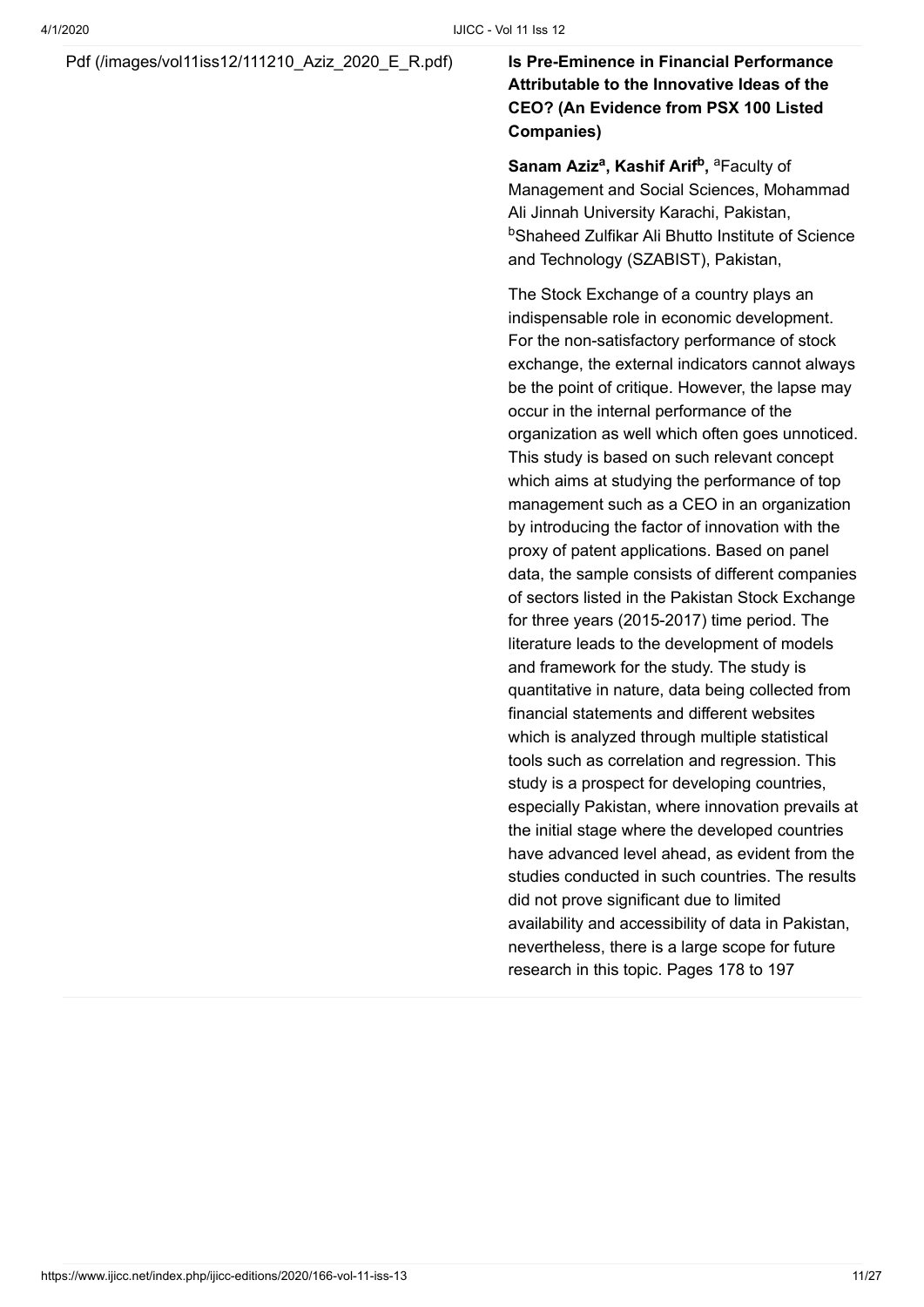Pdf (/images/vol11iss12/111210_Aziz_2020_E_R.pdf)

**Is Pre-Eminence in Financial Performance Attributable to the Innovative Ideas of the CEO? (An Evidence from PSX 100 Listed Companies)**

**Sanam Aziz[a], Kashif Arif[b],** [a]Faculty of Management and Social Sciences, Mohammad Ali Jinnah University Karachi, Pakistan, [b]Shaheed Zulfikar Ali Bhutto Institute of Science and Technology (SZABIST), Pakistan,

The Stock Exchange of a country plays an indispensable role in economic development. For the non-satisfactory performance of stock exchange, the external indicators cannot always be the point of critique. However, the lapse may occur in the internal performance of the organization as well which often goes unnoticed. This study is based on such relevant concept which aims at studying the performance of top management such as a CEO in an organization by introducing the factor of innovation with the proxy of patent applications. Based on panel data, the sample consists of different companies of sectors listed in the Pakistan Stock Exchange for three years (2015-2017) time period. The literature leads to the development of models and framework for the study. The study is quantitative in nature, data being collected from financial statements and different websites which is analyzed through multiple statistical tools such as correlation and regression. This study is a prospect for developing countries, especially Pakistan, where innovation prevails at the initial stage where the developed countries have advanced level ahead, as evident from the studies conducted in such countries. The results did not prove significant due to limited availability and accessibility of data in Pakistan, nevertheless, there is a large scope for future research in this topic. Pages 178 to 197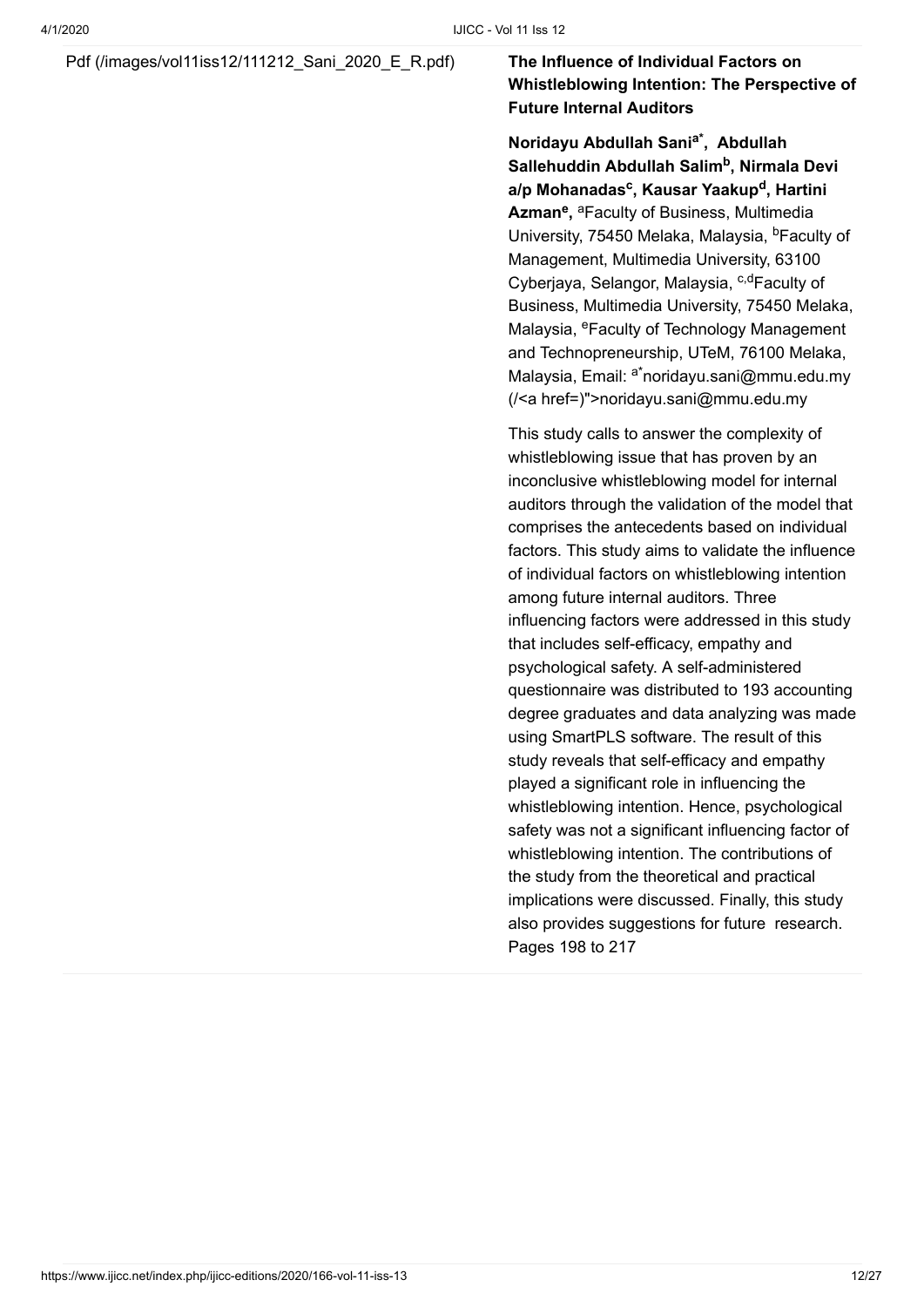Pdf (/images/vol11iss12/111212_Sani_2020_E_R.pdf)

**The Influence of Individual Factors on Whistleblowing Intention: The Perspective of Future Internal Auditors**

**Noridayu Abdullah Sani[a*], Abdullah Sallehuddin Abdullah Salim[b], Nirmala Devi a/p Mohanadas[c], Kausar Yaakup[d], Hartini Azman[e],** [a]Faculty of Business, Multimedia University, 75450 Melaka, Malaysia, [b]Faculty of Management, Multimedia University, 63100 Cyberjaya, Selangor, Malaysia, [c,d]Faculty of Business, Multimedia University, 75450 Melaka, Malaysia, [e]Faculty of Technology Management and Technopreneurship, UTeM, 76100 Melaka, Malaysia, Email: [a*]noridayu.sani@mmu.edu.my (/<a href=)">noridayu.sani@mmu.edu.my

This study calls to answer the complexity of whistleblowing issue that has proven by an inconclusive whistleblowing model for internal auditors through the validation of the model that comprises the antecedents based on individual factors. This study aims to validate the influence of individual factors on whistleblowing intention among future internal auditors. Three influencing factors were addressed in this study that includes self-efficacy, empathy and psychological safety. A self-administered questionnaire was distributed to 193 accounting degree graduates and data analyzing was made using SmartPLS software. The result of this study reveals that self-efficacy and empathy played a significant role in influencing the whistleblowing intention. Hence, psychological safety was not a significant influencing factor of whistleblowing intention. The contributions of the study from the theoretical and practical implications were discussed. Finally, this study also provides suggestions for future research. Pages 198 to 217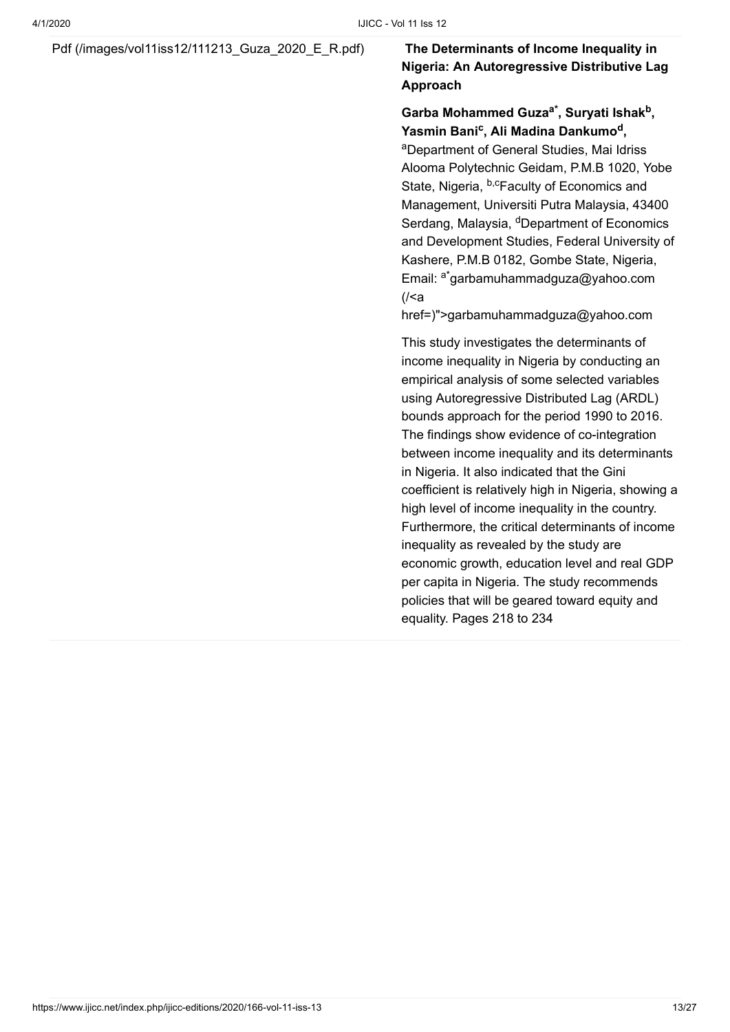Pdf (/images/vol11iss12/111213_Guza_2020_E_R.pdf)

**The Determinants of Income Inequality in Nigeria: An Autoregressive Distributive Lag Approach**

**Garba Mohammed Guza[a*], Suryati Ishak[b], Yasmin Bani[c], Ali Madina Dankumo[d],**
[a]Department of General Studies, Mai Idriss Alooma Polytechnic Geidam, P.M.B 1020, Yobe State, Nigeria, [b,c]Faculty of Economics and Management, Universiti Putra Malaysia, 43400 Serdang, Malaysia, [d]Department of Economics and Development Studies, Federal University of Kashere, P.M.B 0182, Gombe State, Nigeria, Email: [a*]garbamuhammadguza@yahoo.com (/<a href=)">garbamuhammadguza@yahoo.com

This study investigates the determinants of income inequality in Nigeria by conducting an empirical analysis of some selected variables using Autoregressive Distributed Lag (ARDL) bounds approach for the period 1990 to 2016. The findings show evidence of co-integration between income inequality and its determinants in Nigeria. It also indicated that the Gini coefficient is relatively high in Nigeria, showing a high level of income inequality in the country. Furthermore, the critical determinants of income inequality as revealed by the study are economic growth, education level and real GDP per capita in Nigeria. The study recommends policies that will be geared toward equity and equality. Pages 218 to 234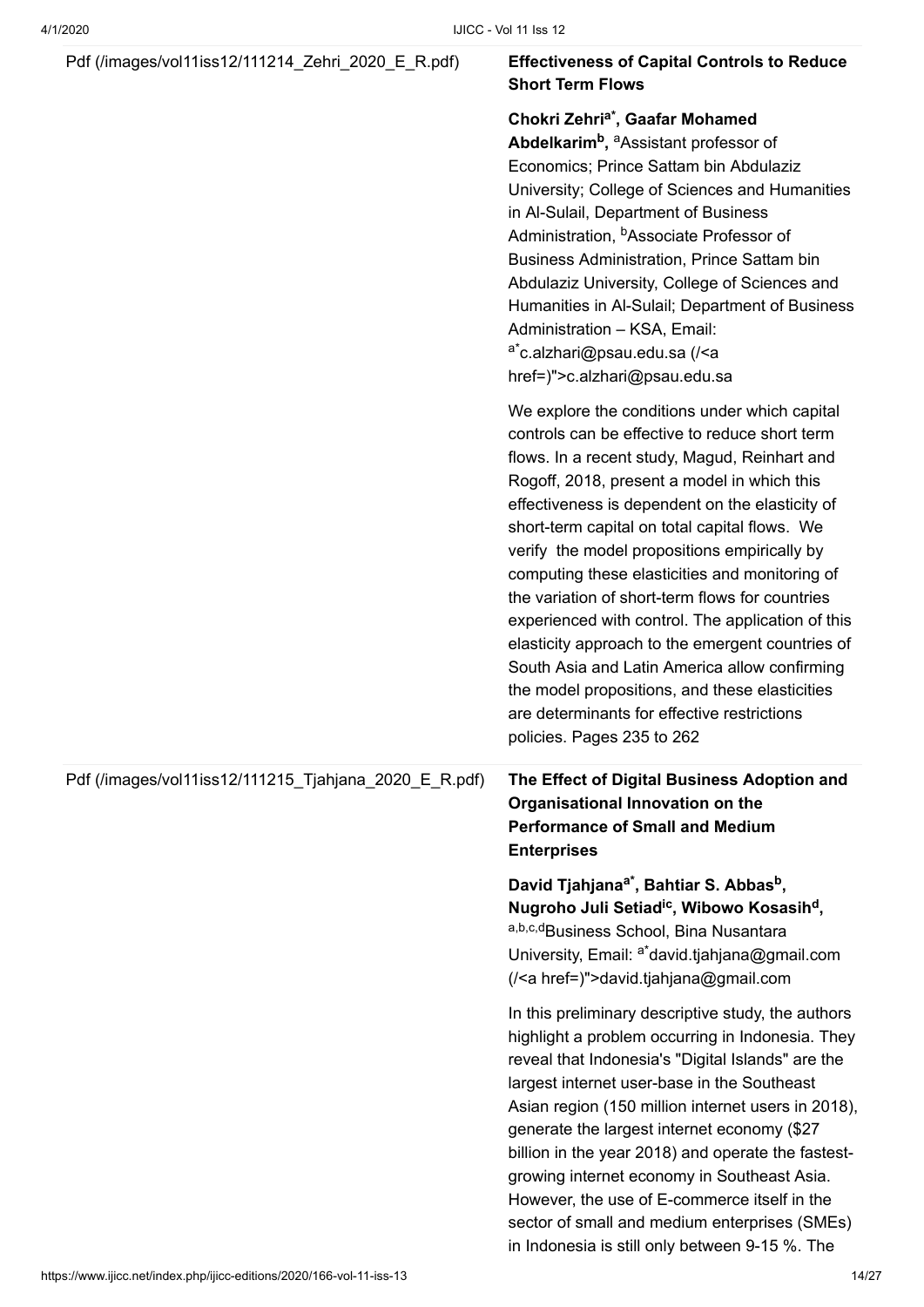Pdf (/images/vol11iss12/111214_Zehri_2020_E_R.pdf)

**Effectiveness of Capital Controls to Reduce Short Term Flows**

**Chokri Zehri[a*], Gaafar Mohamed Abdelkarim[b],** [a]Assistant professor of Economics; Prince Sattam bin Abdulaziz University; College of Sciences and Humanities in Al-Sulail, Department of Business Administration, [b]Associate Professor of Business Administration, Prince Sattam bin Abdulaziz University, College of Sciences and Humanities in Al-Sulail; Department of Business Administration – KSA, Email: [a*]c.alzhari@psau.edu.sa (/<a href=)">c.alzhari@psau.edu.sa

We explore the conditions under which capital controls can be effective to reduce short term flows. In a recent study, Magud, Reinhart and Rogoff, 2018, present a model in which this effectiveness is dependent on the elasticity of short-term capital on total capital flows. We verify the model propositions empirically by computing these elasticities and monitoring of the variation of short-term flows for countries experienced with control. The application of this elasticity approach to the emergent countries of South Asia and Latin America allow confirming the model propositions, and these elasticities are determinants for effective restrictions policies. Pages 235 to 262

Pdf (/images/vol11iss12/111215_Tjahjana_2020_E_R.pdf)

**The Effect of Digital Business Adoption and Organisational Innovation on the Performance of Small and Medium Enterprises**

**David Tjahjana[a*], Bahtiar S. Abbas[b], Nugroho Juli Setiad[ic], Wibowo Kosasih[d],** [a,b,c,d]Business School, Bina Nusantara University, Email: [a*]david.tjahjana@gmail.com (/<a href=)">david.tjahjana@gmail.com

In this preliminary descriptive study, the authors highlight a problem occurring in Indonesia. They reveal that Indonesia's "Digital Islands" are the largest internet user-base in the Southeast Asian region (150 million internet users in 2018), generate the largest internet economy ($27 billion in the year 2018) and operate the fastest-growing internet economy in Southeast Asia. However, the use of E-commerce itself in the sector of small and medium enterprises (SMEs) in Indonesia is still only between 9-15 %. The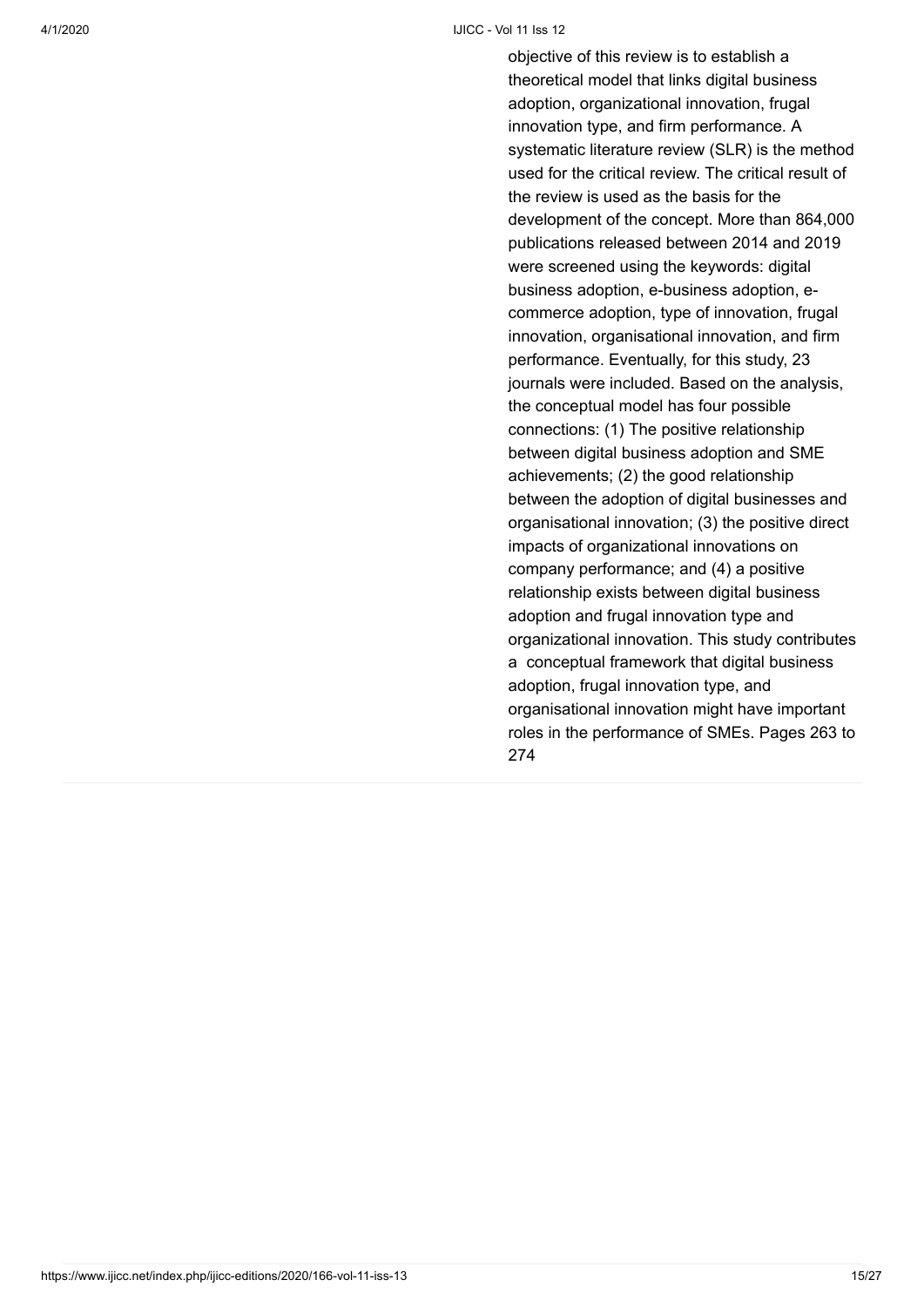objective of this review is to establish a theoretical model that links digital business adoption, organizational innovation, frugal innovation type, and firm performance. A systematic literature review (SLR) is the method used for the critical review. The critical result of the review is used as the basis for the development of the concept. More than 864,000 publications released between 2014 and 2019 were screened using the keywords: digital business adoption, e-business adoption, e-commerce adoption, type of innovation, frugal innovation, organisational innovation, and firm performance. Eventually, for this study, 23 journals were included. Based on the analysis, the conceptual model has four possible connections: (1) The positive relationship between digital business adoption and SME achievements; (2) the good relationship between the adoption of digital businesses and organisational innovation; (3) the positive direct impacts of organizational innovations on company performance; and (4) a positive relationship exists between digital business adoption and frugal innovation type and organizational innovation. This study contributes a conceptual framework that digital business adoption, frugal innovation type, and organisational innovation might have important roles in the performance of SMEs. Pages 263 to 274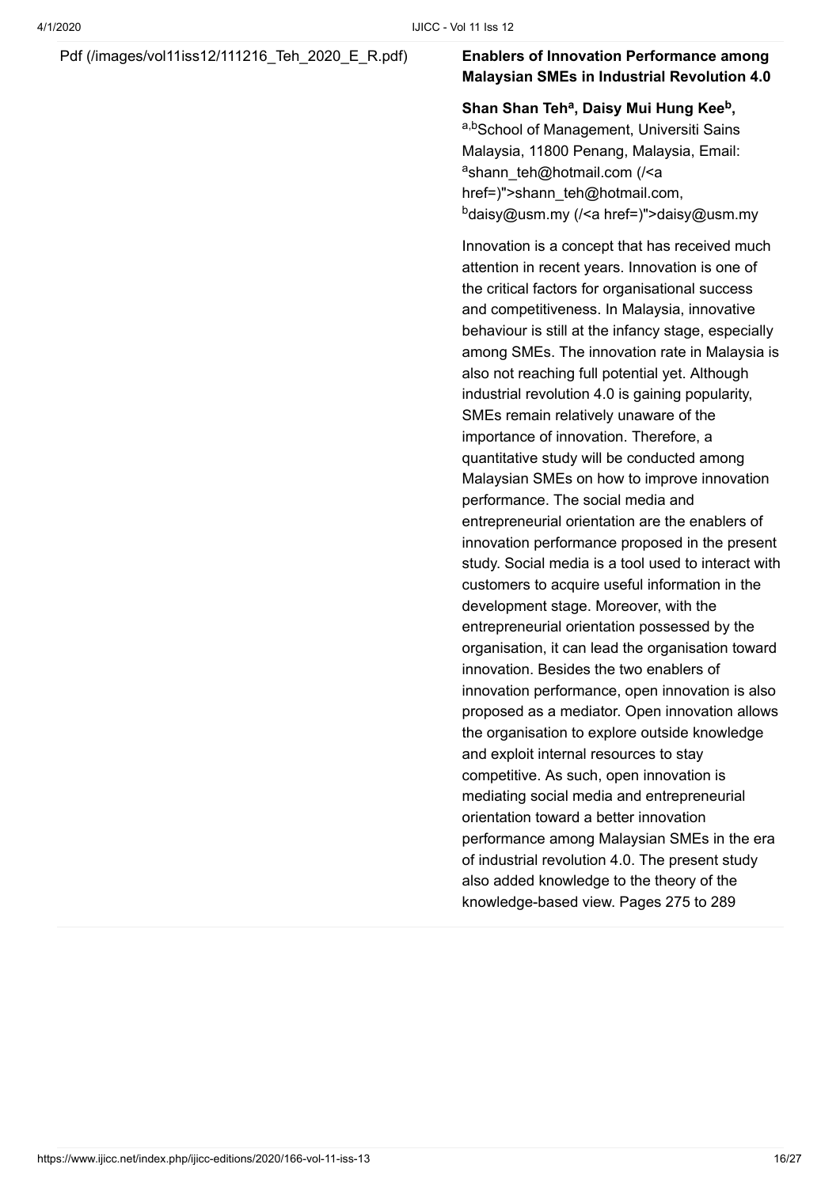Pdf (/images/vol11iss12/111216_Teh_2020_E_R.pdf)

**Enablers of Innovation Performance among Malaysian SMEs in Industrial Revolution 4.0**

**Shan Shan Teh[a], Daisy Mui Hung Kee[b],**
[a,b]School of Management, Universiti Sains Malaysia, 11800 Penang, Malaysia, Email: [a]shann_teh@hotmail.com (/<a href=)">shann_teh@hotmail.com, [b]daisy@usm.my (/<a href=)">daisy@usm.my

Innovation is a concept that has received much attention in recent years. Innovation is one of the critical factors for organisational success and competitiveness. In Malaysia, innovative behaviour is still at the infancy stage, especially among SMEs. The innovation rate in Malaysia is also not reaching full potential yet. Although industrial revolution 4.0 is gaining popularity, SMEs remain relatively unaware of the importance of innovation. Therefore, a quantitative study will be conducted among Malaysian SMEs on how to improve innovation performance. The social media and entrepreneurial orientation are the enablers of innovation performance proposed in the present study. Social media is a tool used to interact with customers to acquire useful information in the development stage. Moreover, with the entrepreneurial orientation possessed by the organisation, it can lead the organisation toward innovation. Besides the two enablers of innovation performance, open innovation is also proposed as a mediator. Open innovation allows the organisation to explore outside knowledge and exploit internal resources to stay competitive. As such, open innovation is mediating social media and entrepreneurial orientation toward a better innovation performance among Malaysian SMEs in the era of industrial revolution 4.0. The present study also added knowledge to the theory of the knowledge-based view. Pages 275 to 289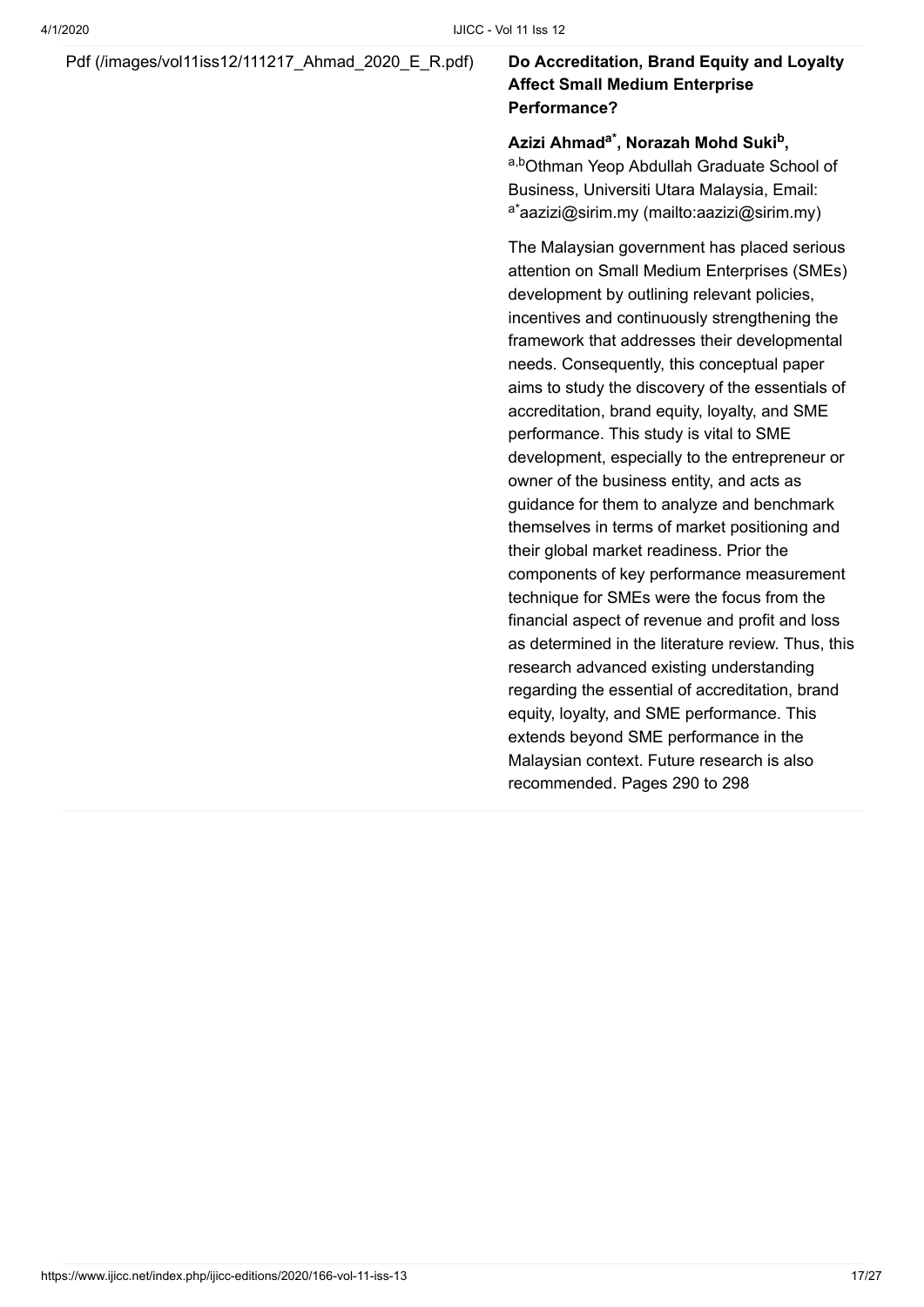Pdf (/images/vol11iss12/111217_Ahmad_2020_E_R.pdf)

**Do Accreditation, Brand Equity and Loyalty Affect Small Medium Enterprise Performance?**

**Azizi Ahmad[a*], Norazah Mohd Suki[b],**
[a,b]Othman Yeop Abdullah Graduate School of Business, Universiti Utara Malaysia, Email: [a*]aazizi@sirim.my (mailto:aazizi@sirim.my)

The Malaysian government has placed serious attention on Small Medium Enterprises (SMEs) development by outlining relevant policies, incentives and continuously strengthening the framework that addresses their developmental needs. Consequently, this conceptual paper aims to study the discovery of the essentials of accreditation, brand equity, loyalty, and SME performance. This study is vital to SME development, especially to the entrepreneur or owner of the business entity, and acts as guidance for them to analyze and benchmark themselves in terms of market positioning and their global market readiness. Prior the components of key performance measurement technique for SMEs were the focus from the financial aspect of revenue and profit and loss as determined in the literature review. Thus, this research advanced existing understanding regarding the essential of accreditation, brand equity, loyalty, and SME performance. This extends beyond SME performance in the Malaysian context. Future research is also recommended. Pages 290 to 298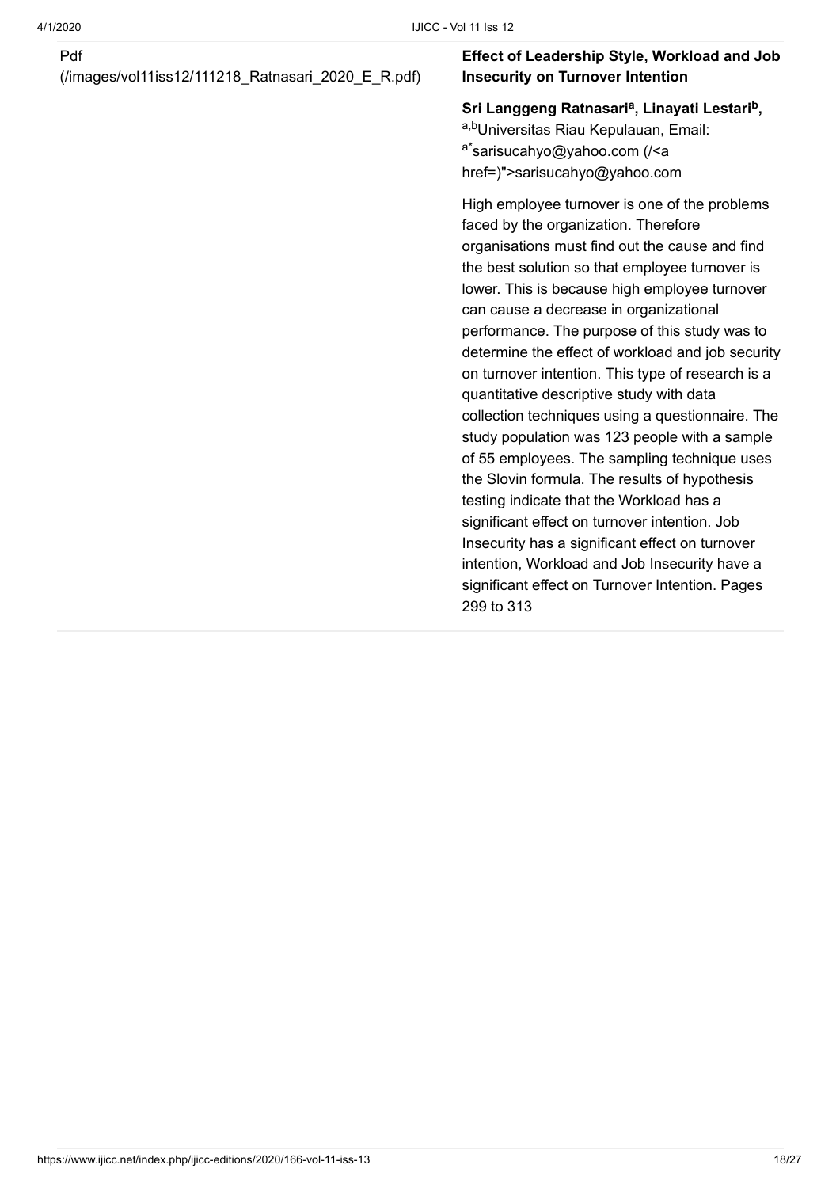Pdf
(/images/vol11iss12/111218_Ratnasari_2020_E_R.pdf)

**Effect of Leadership Style, Workload and Job Insecurity on Turnover Intention**

**Sri Langgeng Ratnasari[a], Linayati Lestari[b],**
[a,b]Universitas Riau Kepulauan, Email: [a*]sarisucahyo@yahoo.com (/<a href=)">sarisucahyo@yahoo.com

High employee turnover is one of the problems faced by the organization. Therefore organisations must find out the cause and find the best solution so that employee turnover is lower. This is because high employee turnover can cause a decrease in organizational performance. The purpose of this study was to determine the effect of workload and job security on turnover intention. This type of research is a quantitative descriptive study with data collection techniques using a questionnaire. The study population was 123 people with a sample of 55 employees. The sampling technique uses the Slovin formula. The results of hypothesis testing indicate that the Workload has a significant effect on turnover intention. Job Insecurity has a significant effect on turnover intention, Workload and Job Insecurity have a significant effect on Turnover Intention. Pages 299 to 313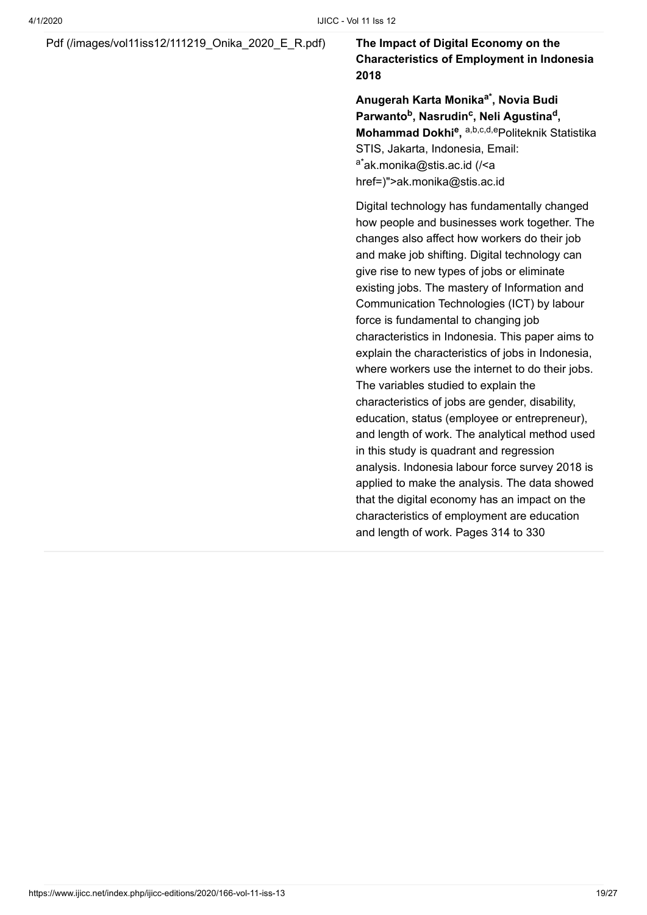Pdf (/images/vol11iss12/111219_Onika_2020_E_R.pdf)

**The Impact of Digital Economy on the Characteristics of Employment in Indonesia 2018**

**Anugerah Karta Monika[a*], Novia Budi Parwanto[b], Nasrudin[c], Neli Agustina[d], Mohammad Dokhi[e],** [a,b,c,d,e]Politeknik Statistika STIS, Jakarta, Indonesia, Email: [a*]ak.monika@stis.ac.id (/<a href=)">ak.monika@stis.ac.id

Digital technology has fundamentally changed how people and businesses work together. The changes also affect how workers do their job and make job shifting. Digital technology can give rise to new types of jobs or eliminate existing jobs. The mastery of Information and Communication Technologies (ICT) by labour force is fundamental to changing job characteristics in Indonesia. This paper aims to explain the characteristics of jobs in Indonesia, where workers use the internet to do their jobs. The variables studied to explain the characteristics of jobs are gender, disability, education, status (employee or entrepreneur), and length of work. The analytical method used in this study is quadrant and regression analysis. Indonesia labour force survey 2018 is applied to make the analysis. The data showed that the digital economy has an impact on the characteristics of employment are education and length of work. Pages 314 to 330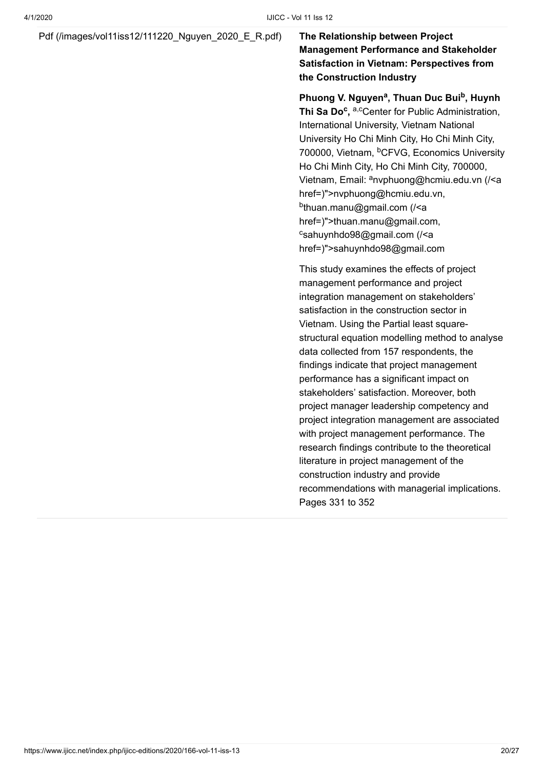Pdf (/images/vol11iss12/111220_Nguyen_2020_E_R.pdf)

**The Relationship between Project Management Performance and Stakeholder Satisfaction in Vietnam: Perspectives from the Construction Industry**

**Phuong V. Nguyen[a], Thuan Duc Bui[b], Huynh Thi Sa Do[c],** [a,c]Center for Public Administration, International University, Vietnam National University Ho Chi Minh City, Ho Chi Minh City, 700000, Vietnam, [b]CFVG, Economics University Ho Chi Minh City, Ho Chi Minh City, 700000, Vietnam, Email: [a]nvphuong@hcmiu.edu.vn (/<a href=)">nvphuong@hcmiu.edu.vn, [b]thuan.manu@gmail.com (/<a href=)">thuan.manu@gmail.com, [c]sahuynhdo98@gmail.com (/<a href=)">sahuynhdo98@gmail.com

This study examines the effects of project management performance and project integration management on stakeholders' satisfaction in the construction sector in Vietnam. Using the Partial least square-structural equation modelling method to analyse data collected from 157 respondents, the findings indicate that project management performance has a significant impact on stakeholders' satisfaction. Moreover, both project manager leadership competency and project integration management are associated with project management performance. The research findings contribute to the theoretical literature in project management of the construction industry and provide recommendations with managerial implications. Pages 331 to 352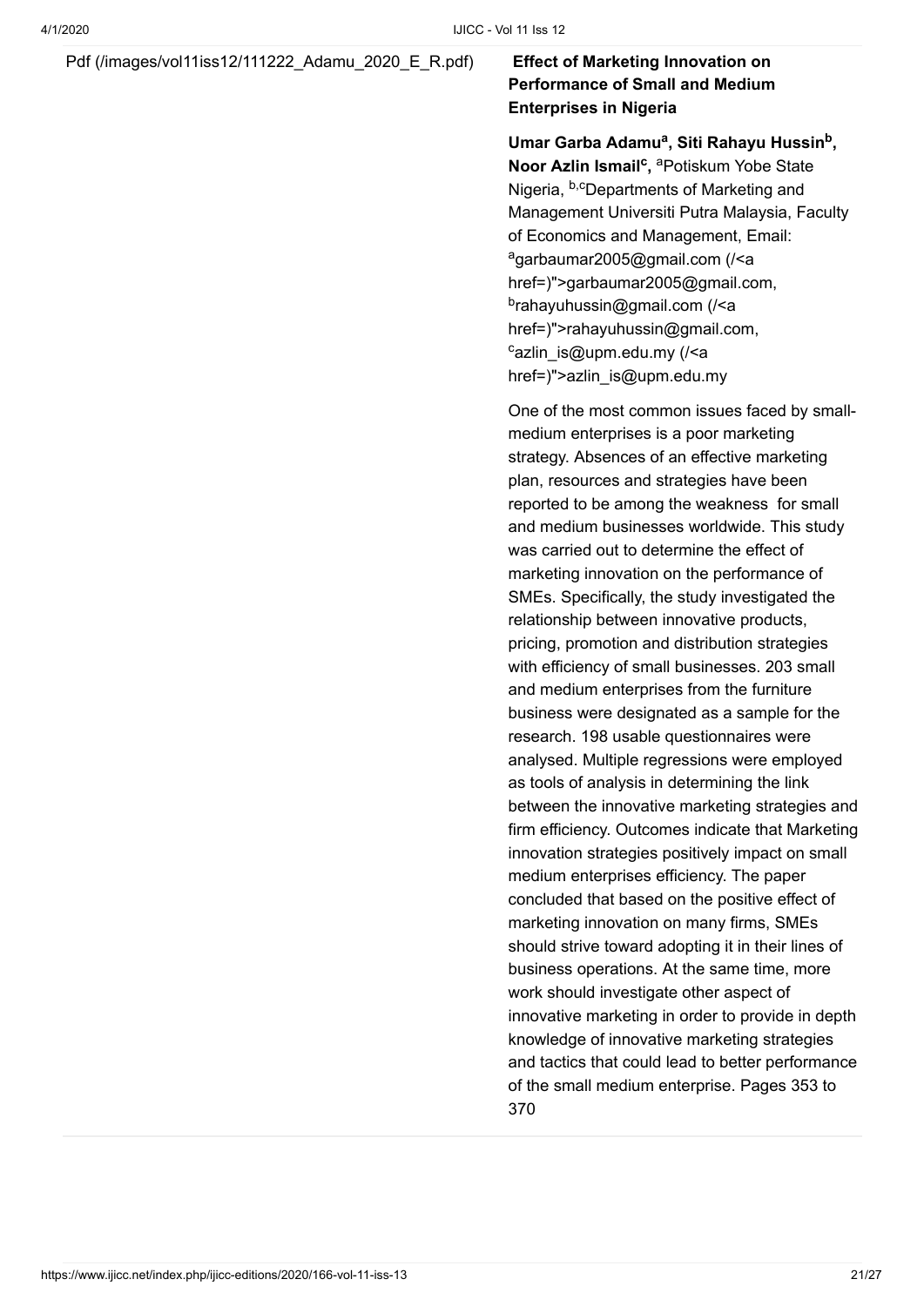Pdf (/images/vol11iss12/111222_Adamu_2020_E_R.pdf)

**Effect of Marketing Innovation on Performance of Small and Medium Enterprises in Nigeria**

**Umar Garba Adamu[a], Siti Rahayu Hussin[b], Noor Azlin Ismail[c],** [a]Potiskum Yobe State Nigeria, [b,c]Departments of Marketing and Management Universiti Putra Malaysia, Faculty of Economics and Management, Email: [a]garbaumar2005@gmail.com (/<a href=)">garbaumar2005@gmail.com, [b]rahayuhussin@gmail.com (/<a href=)">rahayuhussin@gmail.com, [c]azlin_is@upm.edu.my (/<a href=)">azlin_is@upm.edu.my

One of the most common issues faced by small-medium enterprises is a poor marketing strategy. Absences of an effective marketing plan, resources and strategies have been reported to be among the weakness for small and medium businesses worldwide. This study was carried out to determine the effect of marketing innovation on the performance of SMEs. Specifically, the study investigated the relationship between innovative products, pricing, promotion and distribution strategies with efficiency of small businesses. 203 small and medium enterprises from the furniture business were designated as a sample for the research. 198 usable questionnaires were analysed. Multiple regressions were employed as tools of analysis in determining the link between the innovative marketing strategies and firm efficiency. Outcomes indicate that Marketing innovation strategies positively impact on small medium enterprises efficiency. The paper concluded that based on the positive effect of marketing innovation on many firms, SMEs should strive toward adopting it in their lines of business operations. At the same time, more work should investigate other aspect of innovative marketing in order to provide in depth knowledge of innovative marketing strategies and tactics that could lead to better performance of the small medium enterprise. Pages 353 to 370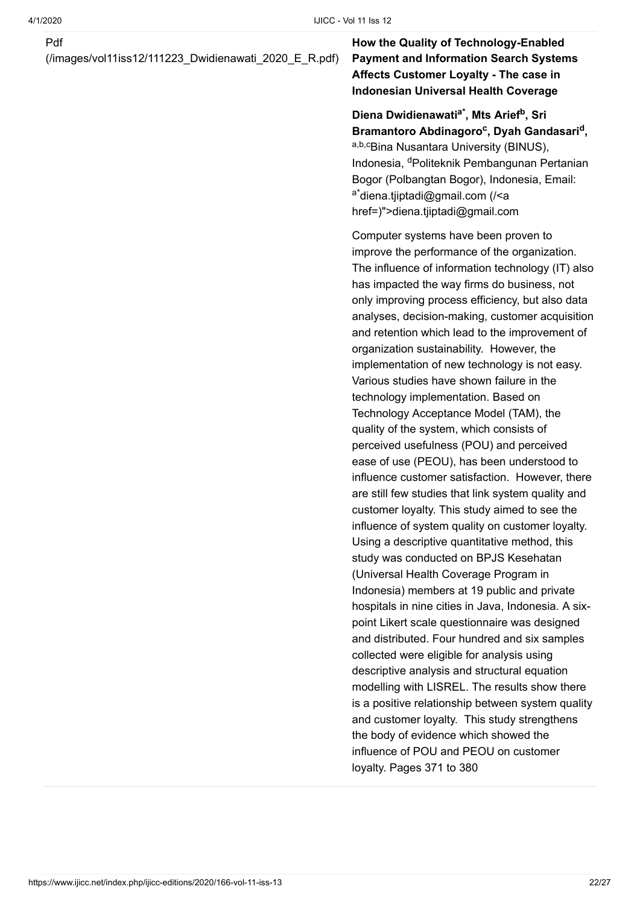Pdf
(/images/vol11iss12/111223_Dwidienawati_2020_E_R.pdf)

**How the Quality of Technology-Enabled Payment and Information Search Systems Affects Customer Loyalty - The case in Indonesian Universal Health Coverage**

**Diena Dwidienawati[a*], Mts Arief[b], Sri Bramantoro Abdinagoro[c], Dyah Gandasari[d],**
[a,b,c]Bina Nusantara University (BINUS), Indonesia, [d]Politeknik Pembangunan Pertanian Bogor (Polbangtan Bogor), Indonesia, Email: [a*]diena.tjiptadi@gmail.com (/<a href=)">diena.tjiptadi@gmail.com

Computer systems have been proven to improve the performance of the organization. The influence of information technology (IT) also has impacted the way firms do business, not only improving process efficiency, but also data analyses, decision-making, customer acquisition and retention which lead to the improvement of organization sustainability. However, the implementation of new technology is not easy. Various studies have shown failure in the technology implementation. Based on Technology Acceptance Model (TAM), the quality of the system, which consists of perceived usefulness (POU) and perceived ease of use (PEOU), has been understood to influence customer satisfaction. However, there are still few studies that link system quality and customer loyalty. This study aimed to see the influence of system quality on customer loyalty. Using a descriptive quantitative method, this study was conducted on BPJS Kesehatan (Universal Health Coverage Program in Indonesia) members at 19 public and private hospitals in nine cities in Java, Indonesia. A six-point Likert scale questionnaire was designed and distributed. Four hundred and six samples collected were eligible for analysis using descriptive analysis and structural equation modelling with LISREL. The results show there is a positive relationship between system quality and customer loyalty. This study strengthens the body of evidence which showed the influence of POU and PEOU on customer loyalty. Pages 371 to 380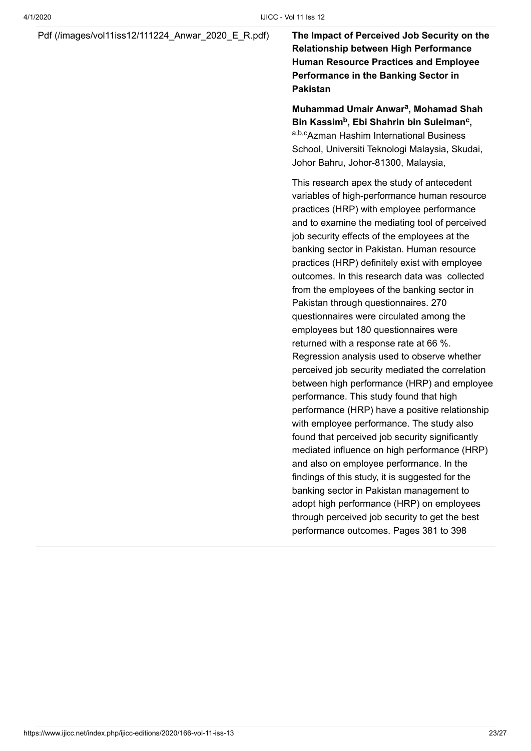Pdf (/images/vol11iss12/111224_Anwar_2020_E_R.pdf)

**The Impact of Perceived Job Security on the Relationship between High Performance Human Resource Practices and Employee Performance in the Banking Sector in Pakistan**

**Muhammad Umair Anwar[a], Mohamad Shah Bin Kassim[b], Ebi Shahrin bin Suleiman[c],**
[a,b,c]Azman Hashim International Business School, Universiti Teknologi Malaysia, Skudai, Johor Bahru, Johor-81300, Malaysia,

This research apex the study of antecedent variables of high-performance human resource practices (HRP) with employee performance and to examine the mediating tool of perceived job security effects of the employees at the banking sector in Pakistan. Human resource practices (HRP) definitely exist with employee outcomes. In this research data was collected from the employees of the banking sector in Pakistan through questionnaires. 270 questionnaires were circulated among the employees but 180 questionnaires were returned with a response rate at 66 %. Regression analysis used to observe whether perceived job security mediated the correlation between high performance (HRP) and employee performance. This study found that high performance (HRP) have a positive relationship with employee performance. The study also found that perceived job security significantly mediated influence on high performance (HRP) and also on employee performance. In the findings of this study, it is suggested for the banking sector in Pakistan management to adopt high performance (HRP) on employees through perceived job security to get the best performance outcomes. Pages 381 to 398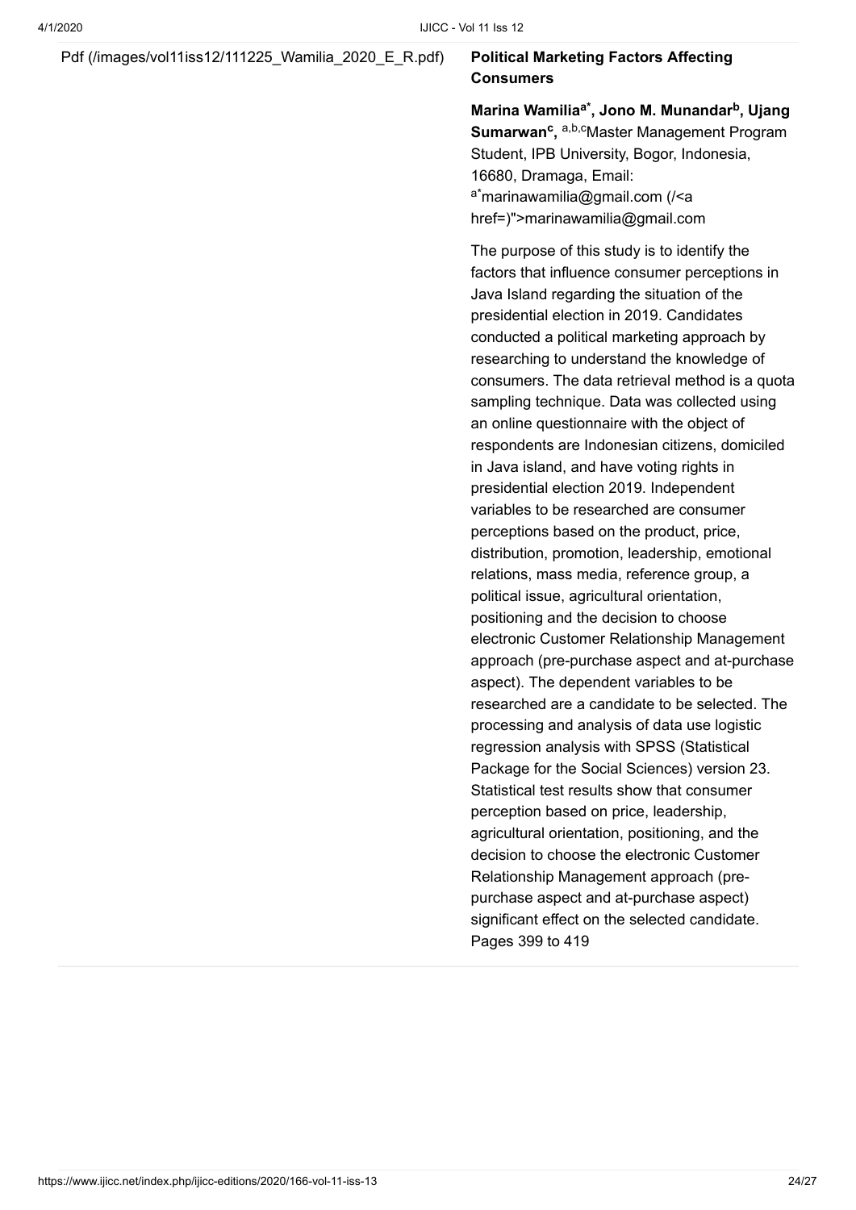Pdf (/images/vol11iss12/111225_Wamilia_2020_E_R.pdf)

**Political Marketing Factors Affecting Consumers**

**Marina Wamilia[a*], Jono M. Munandar[b], Ujang Sumarwan[c],** [a,b,c]Master Management Program Student, IPB University, Bogor, Indonesia, 16680, Dramaga, Email: [a*]marinawamilia@gmail.com (/<a href=)">marinawamilia@gmail.com

The purpose of this study is to identify the factors that influence consumer perceptions in Java Island regarding the situation of the presidential election in 2019. Candidates conducted a political marketing approach by researching to understand the knowledge of consumers. The data retrieval method is a quota sampling technique. Data was collected using an online questionnaire with the object of respondents are Indonesian citizens, domiciled in Java island, and have voting rights in presidential election 2019. Independent variables to be researched are consumer perceptions based on the product, price, distribution, promotion, leadership, emotional relations, mass media, reference group, a political issue, agricultural orientation, positioning and the decision to choose electronic Customer Relationship Management approach (pre-purchase aspect and at-purchase aspect). The dependent variables to be researched are a candidate to be selected. The processing and analysis of data use logistic regression analysis with SPSS (Statistical Package for the Social Sciences) version 23. Statistical test results show that consumer perception based on price, leadership, agricultural orientation, positioning, and the decision to choose the electronic Customer Relationship Management approach (pre-purchase aspect and at-purchase aspect) significant effect on the selected candidate. Pages 399 to 419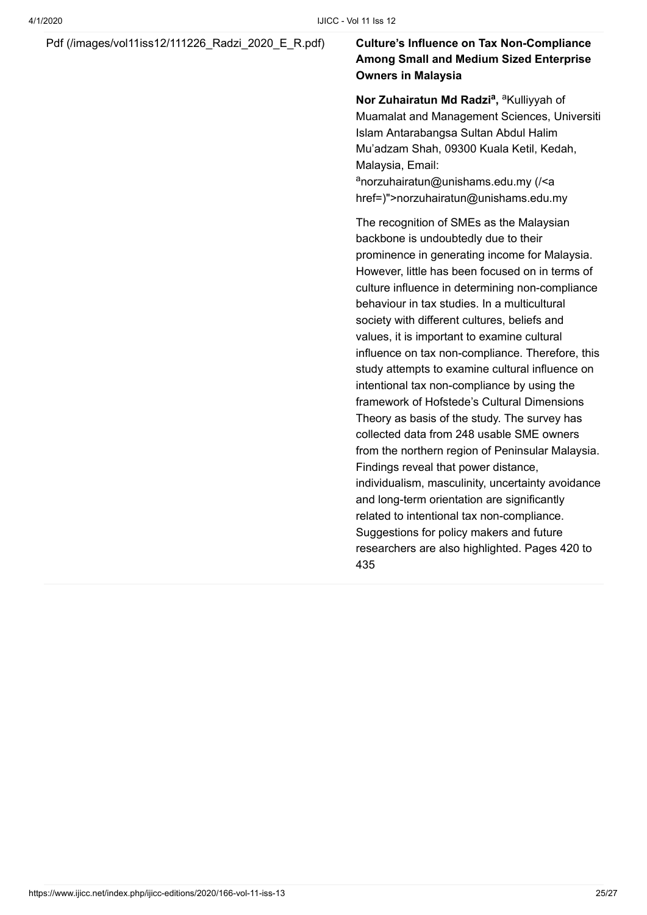Pdf (/images/vol11iss12/111226_Radzi_2020_E_R.pdf)

**Culture's Influence on Tax Non-Compliance Among Small and Medium Sized Enterprise Owners in Malaysia**

**Nor Zuhairatun Md Radzi[a],** [a]Kulliyyah of Muamalat and Management Sciences, Universiti Islam Antarabangsa Sultan Abdul Halim Mu'adzam Shah, 09300 Kuala Ketil, Kedah, Malaysia, Email: [a]norzuhairatun@unishams.edu.my (/<a href=)">norzuhairatun@unishams.edu.my

The recognition of SMEs as the Malaysian backbone is undoubtedly due to their prominence in generating income for Malaysia. However, little has been focused on in terms of culture influence in determining non-compliance behaviour in tax studies. In a multicultural society with different cultures, beliefs and values, it is important to examine cultural influence on tax non-compliance. Therefore, this study attempts to examine cultural influence on intentional tax non-compliance by using the framework of Hofstede's Cultural Dimensions Theory as basis of the study. The survey has collected data from 248 usable SME owners from the northern region of Peninsular Malaysia. Findings reveal that power distance, individualism, masculinity, uncertainty avoidance and long-term orientation are significantly related to intentional tax non-compliance. Suggestions for policy makers and future researchers are also highlighted. Pages 420 to 435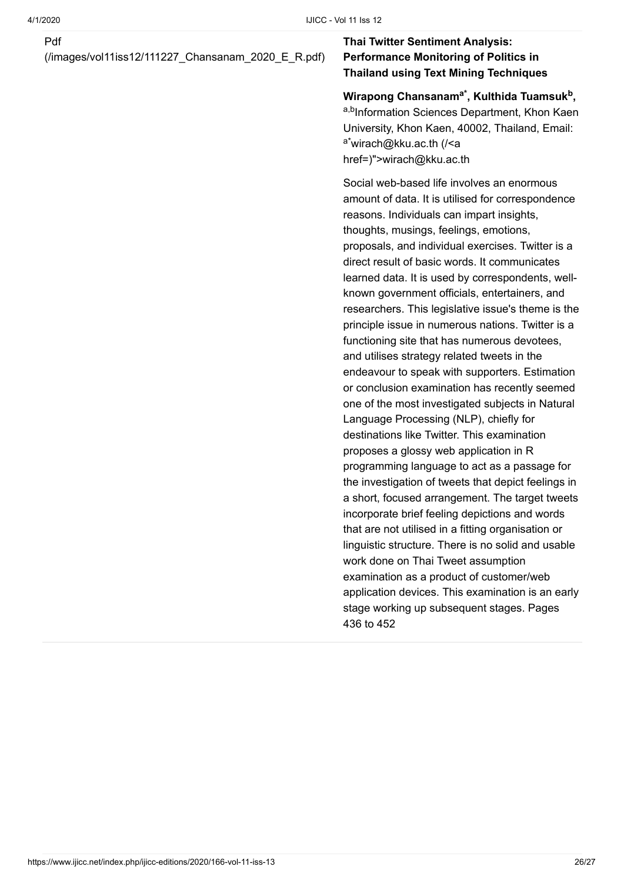Pdf
(/images/vol11iss12/111227_Chansanam_2020_E_R.pdf)

**Thai Twitter Sentiment Analysis: Performance Monitoring of Politics in Thailand using Text Mining Techniques**

**Wirapong Chansanam[a*], Kulthida Tuamsuk[b],**
[a,b]Information Sciences Department, Khon Kaen University, Khon Kaen, 40002, Thailand, Email: [a*]wirach@kku.ac.th (/<a href=)">wirach@kku.ac.th

Social web-based life involves an enormous amount of data. It is utilised for correspondence reasons. Individuals can impart insights, thoughts, musings, feelings, emotions, proposals, and individual exercises. Twitter is a direct result of basic words. It communicates learned data. It is used by correspondents, well-known government officials, entertainers, and researchers. This legislative issue's theme is the principle issue in numerous nations. Twitter is a functioning site that has numerous devotees, and utilises strategy related tweets in the endeavour to speak with supporters. Estimation or conclusion examination has recently seemed one of the most investigated subjects in Natural Language Processing (NLP), chiefly for destinations like Twitter. This examination proposes a glossy web application in R programming language to act as a passage for the investigation of tweets that depict feelings in a short, focused arrangement. The target tweets incorporate brief feeling depictions and words that are not utilised in a fitting organisation or linguistic structure. There is no solid and usable work done on Thai Tweet assumption examination as a product of customer/web application devices. This examination is an early stage working up subsequent stages. Pages 436 to 452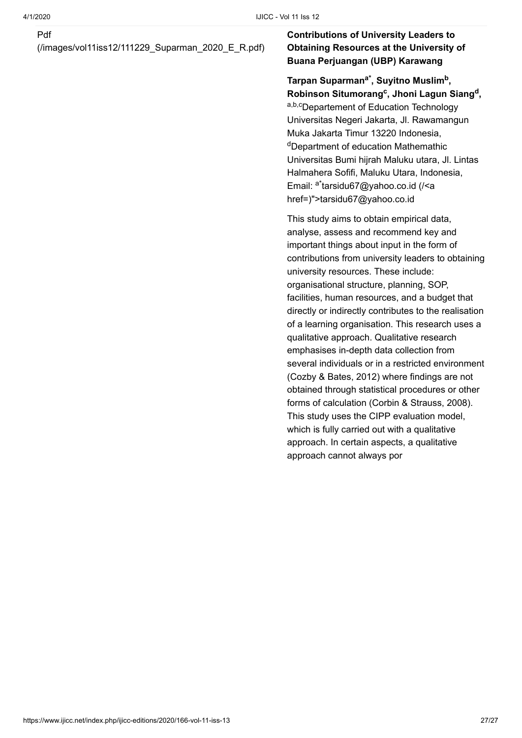Pdf
(/images/vol11iss12/111229_Suparman_2020_E_R.pdf)

**Contributions of University Leaders to Obtaining Resources at the University of Buana Perjuangan (UBP) Karawang**

**Tarpan Suparman[a*], Suyitno Muslim[b], Robinson Situmorang[c], Jhoni Lagun Siang[d],**
[a,b,c]Departement of Education Technology Universitas Negeri Jakarta, Jl. Rawamangun Muka Jakarta Timur 13220 Indonesia, [d]Department of education Mathemathic Universitas Bumi hijrah Maluku utara, Jl. Lintas Halmahera Sofifi, Maluku Utara, Indonesia, Email: [a*]tarsidu67@yahoo.co.id (/<a href=)">tarsidu67@yahoo.co.id

This study aims to obtain empirical data, analyse, assess and recommend key and important things about input in the form of contributions from university leaders to obtaining university resources. These include: organisational structure, planning, SOP, facilities, human resources, and a budget that directly or indirectly contributes to the realisation of a learning organisation. This research uses a qualitative approach. Qualitative research emphasises in-depth data collection from several individuals or in a restricted environment (Cozby & Bates, 2012) where findings are not obtained through statistical procedures or other forms of calculation (Corbin & Strauss, 2008). This study uses the CIPP evaluation model, which is fully carried out with a qualitative approach. In certain aspects, a qualitative approach cannot always por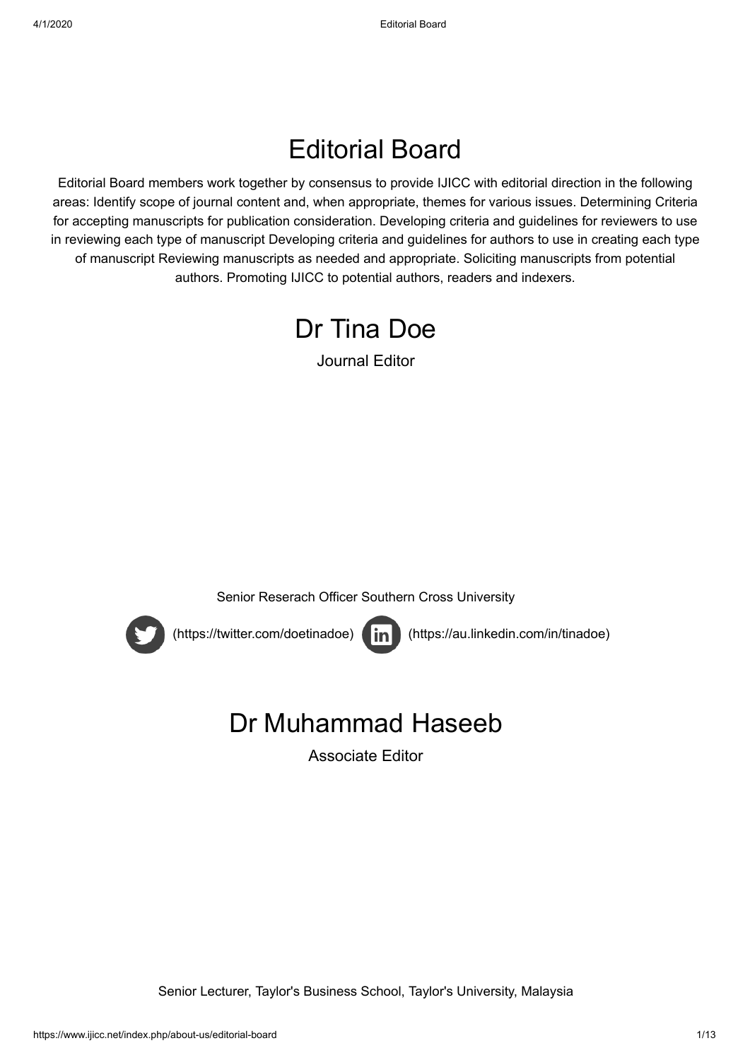# Editorial Board

Editorial Board members work together by consensus to provide IJICC with editorial direction in the following areas: Identify scope of journal content and, when appropriate, themes for various issues. Determining Criteria for accepting manuscripts for publication consideration. Developing criteria and guidelines for reviewers to use in reviewing each type of manuscript Developing criteria and guidelines for authors to use in creating each type of manuscript Reviewing manuscripts as needed and appropriate. Soliciting manuscripts from potential authors. Promoting IJICC to potential authors, readers and indexers.

## Dr Tina Doe

Journal Editor

Senior Reserach Officer Southern Cross University

(https://twitter.com/doetinadoe) (https://au.linkedin.com/in/tinadoe)

## Dr Muhammad Haseeb

Associate Editor

Senior Lecturer, Taylor's Business School, Taylor's University, Malaysia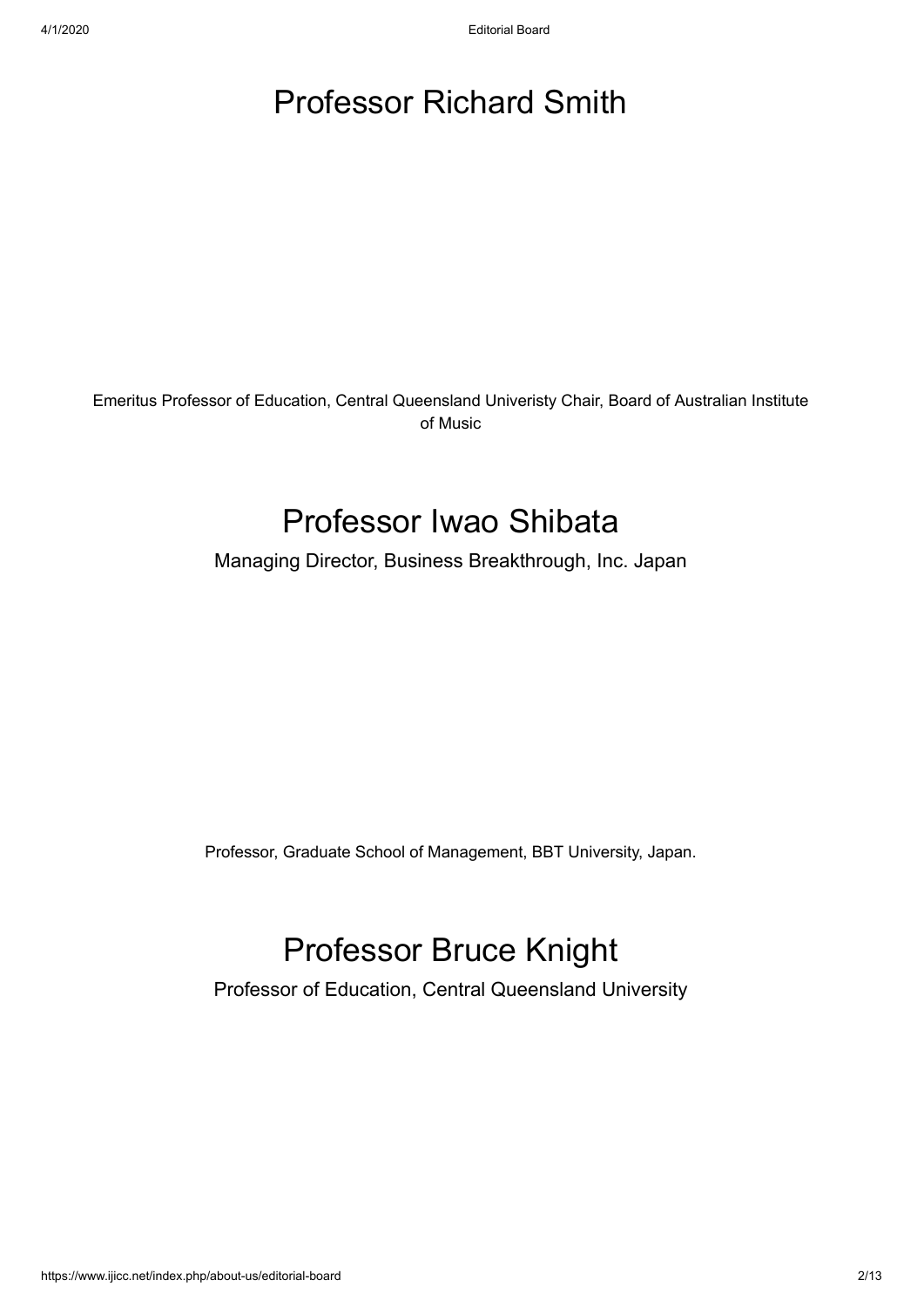# Professor Richard Smith

Emeritus Professor of Education, Central Queensland Univeristy Chair, Board of Australian Institute of Music

# Professor Iwao Shibata

Managing Director, Business Breakthrough, Inc. Japan

Professor, Graduate School of Management, BBT University, Japan.

# Professor Bruce Knight

Professor of Education, Central Queensland University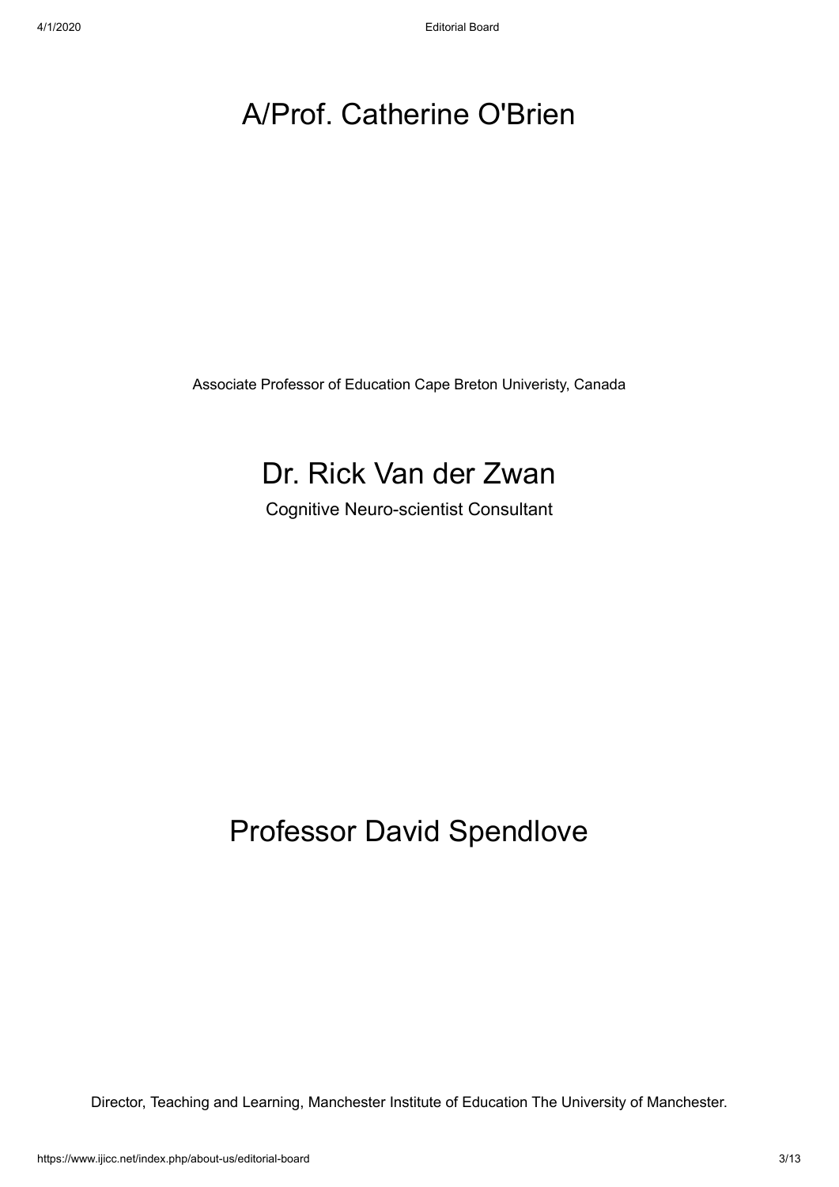# A/Prof. Catherine O'Brien

Associate Professor of Education Cape Breton Univeristy, Canada

# Dr. Rick Van der Zwan

Cognitive Neuro-scientist Consultant

# Professor David Spendlove

Director, Teaching and Learning, Manchester Institute of Education The University of Manchester.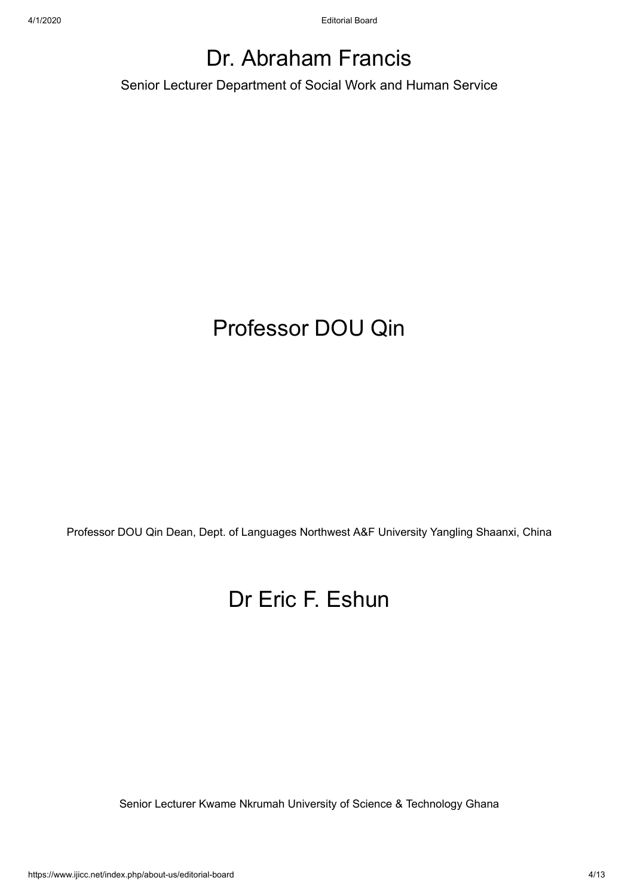# Dr. Abraham Francis

Senior Lecturer Department of Social Work and Human Service

# Professor DOU Qin

Professor DOU Qin Dean, Dept. of Languages Northwest A&F University Yangling Shaanxi, China

# Dr Eric F. Eshun

Senior Lecturer Kwame Nkrumah University of Science & Technology Ghana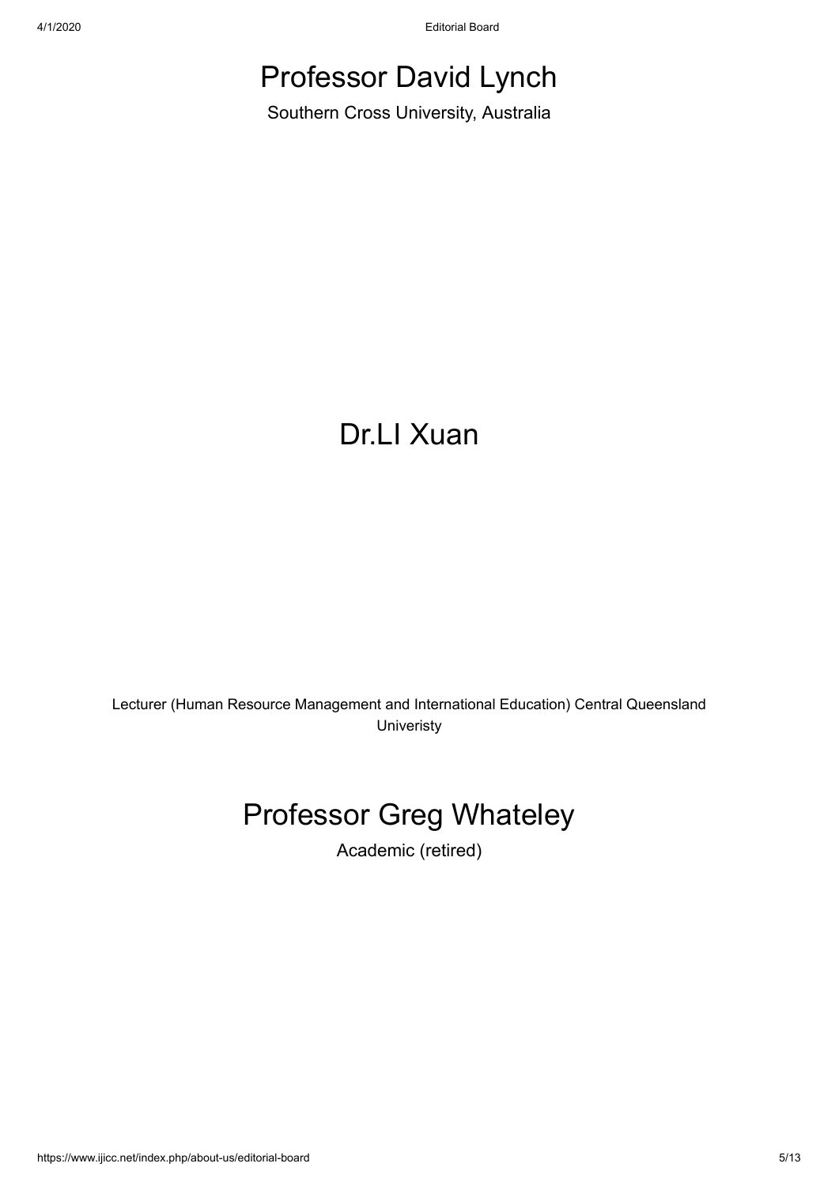# Professor David Lynch

Southern Cross University, Australia

# Dr.LI Xuan

Lecturer (Human Resource Management and International Education) Central Queensland Univeristy

# Professor Greg Whateley

Academic (retired)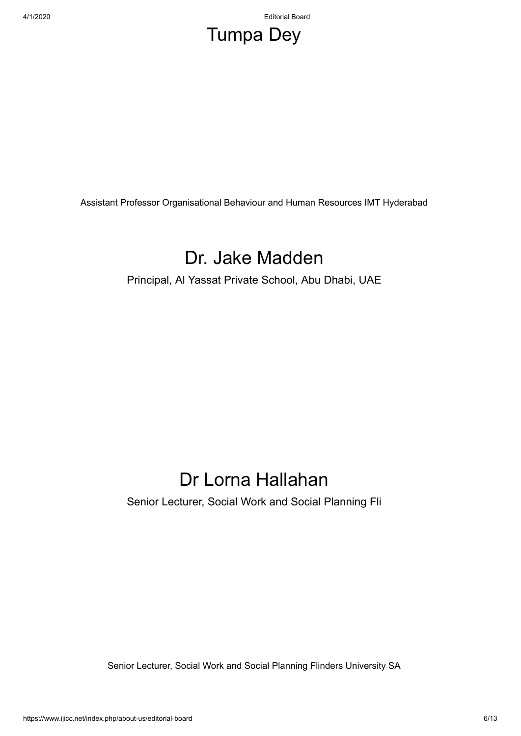# Tumpa Dey

Assistant Professor Organisational Behaviour and Human Resources IMT Hyderabad

# Dr. Jake Madden

Principal, Al Yassat Private School, Abu Dhabi, UAE

# Dr Lorna Hallahan

Senior Lecturer, Social Work and Social Planning Fli

Senior Lecturer, Social Work and Social Planning Flinders University SA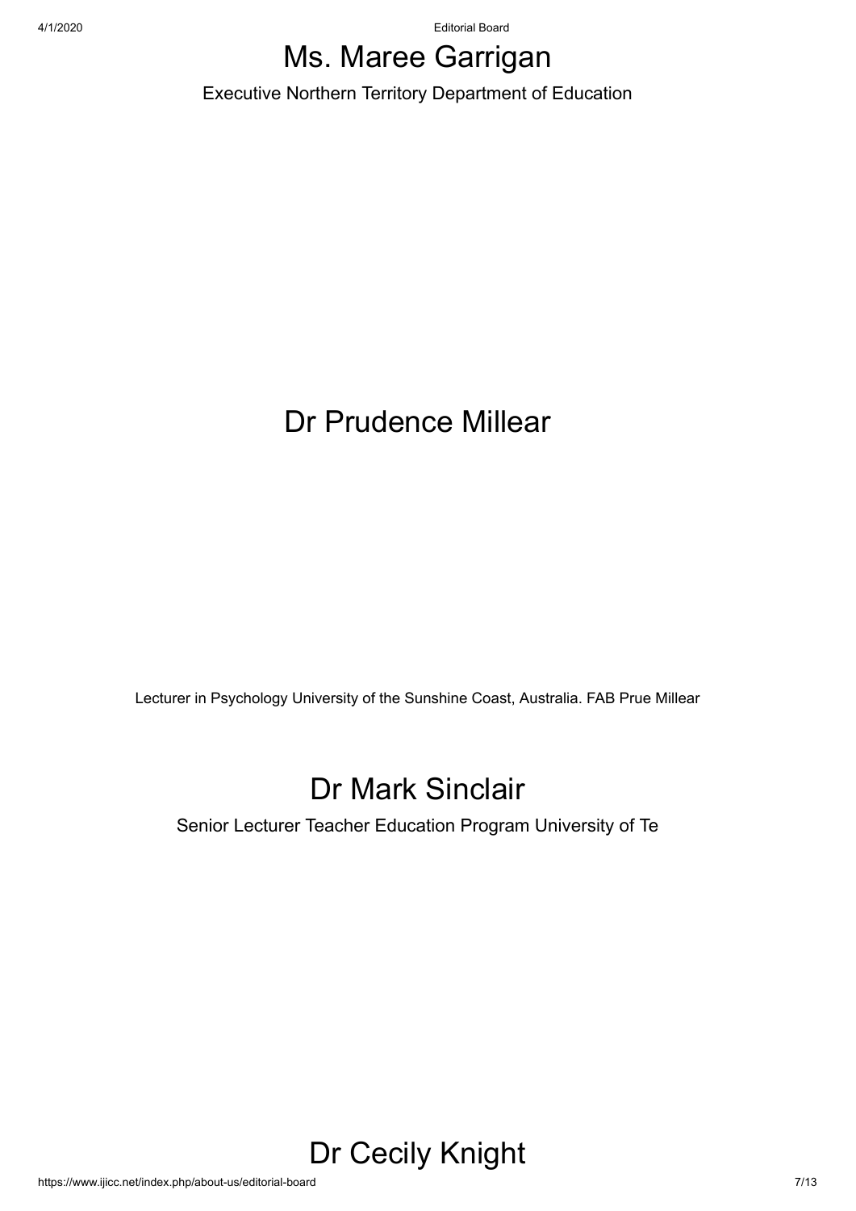# Ms. Maree Garrigan

Executive Northern Territory Department of Education

# Dr Prudence Millear

Lecturer in Psychology University of the Sunshine Coast, Australia. FAB Prue Millear

# Dr Mark Sinclair

Senior Lecturer Teacher Education Program University of Te

# Dr Cecily Knight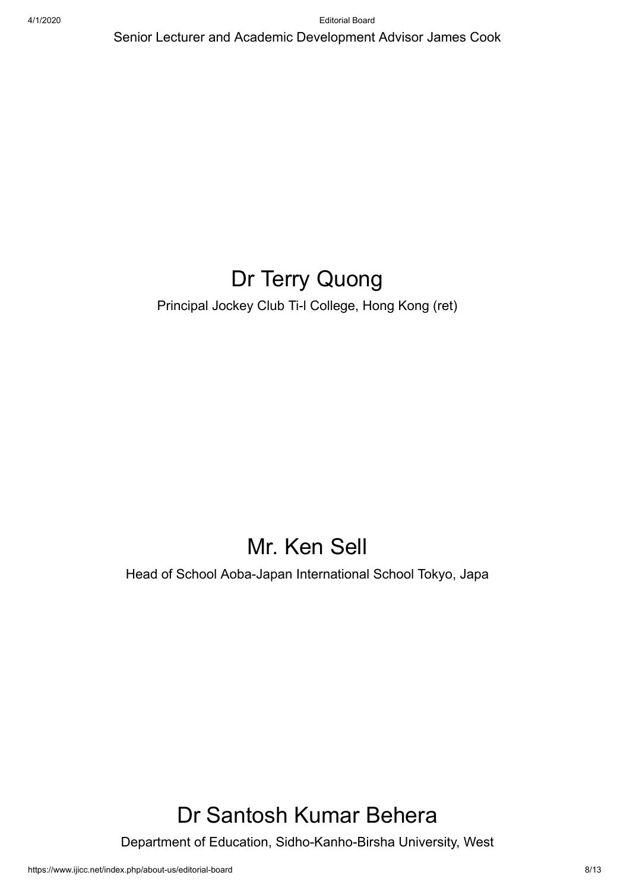Senior Lecturer and Academic Development Advisor James Cook

## Dr Terry Quong

Principal Jockey Club Ti-I College, Hong Kong (ret)

## Mr. Ken Sell

Head of School Aoba-Japan International School Tokyo, Japa

## Dr Santosh Kumar Behera

Department of Education, Sidho-Kanho-Birsha University, West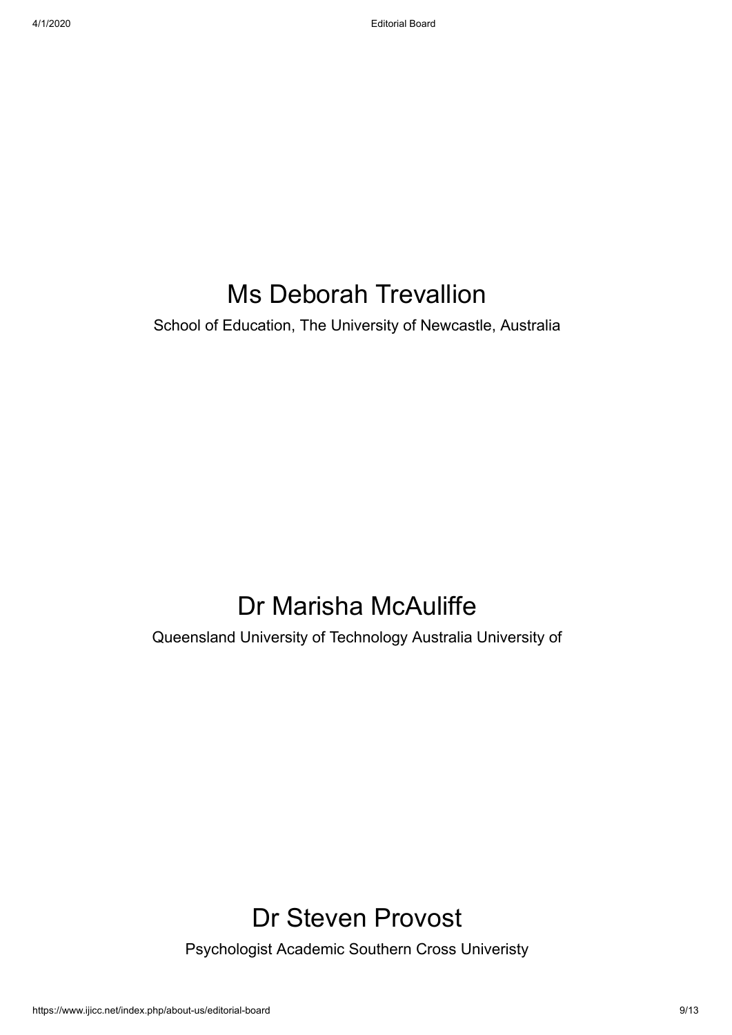## Ms Deborah Trevallion

School of Education, The University of Newcastle, Australia

## Dr Marisha McAuliffe

Queensland University of Technology Australia University of

## Dr Steven Provost

Psychologist Academic Southern Cross Univeristy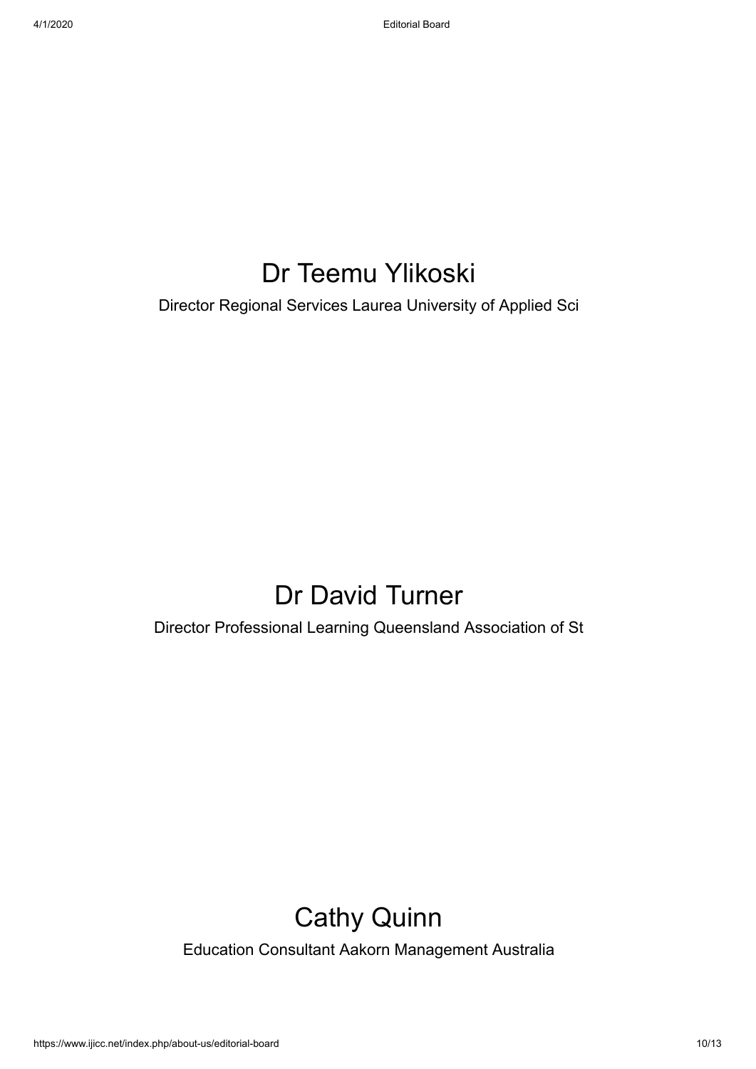# Dr Teemu Ylikoski

Director Regional Services Laurea University of Applied Sci

# Dr David Turner

Director Professional Learning Queensland Association of St

# Cathy Quinn

Education Consultant Aakorn Management Australia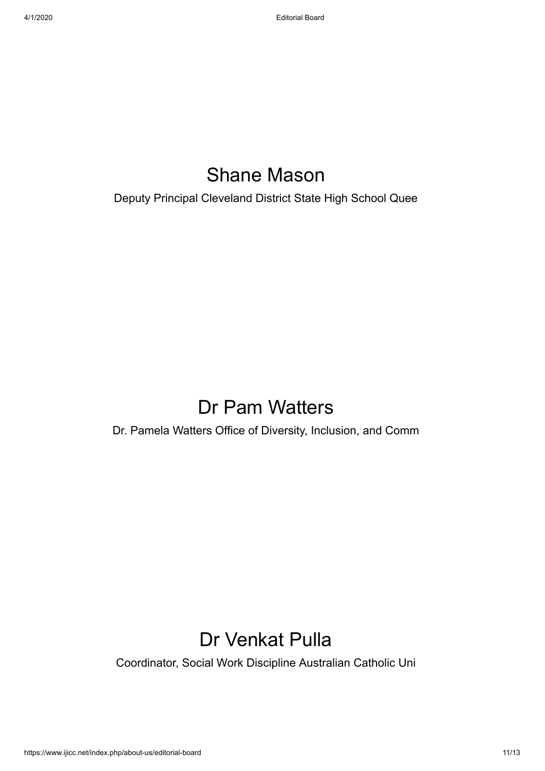## Shane Mason

Deputy Principal Cleveland District State High School Quee

## Dr Pam Watters

Dr. Pamela Watters Office of Diversity, Inclusion, and Comm

## Dr Venkat Pulla

Coordinator, Social Work Discipline Australian Catholic Uni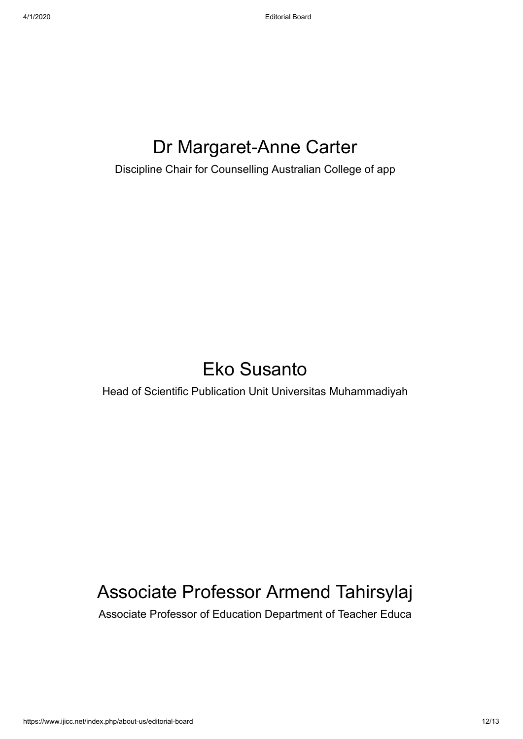## Dr Margaret-Anne Carter

Discipline Chair for Counselling Australian College of app

## Eko Susanto

Head of Scientific Publication Unit Universitas Muhammadiyah

## Associate Professor Armend Tahirsylaj

Associate Professor of Education Department of Teacher Educa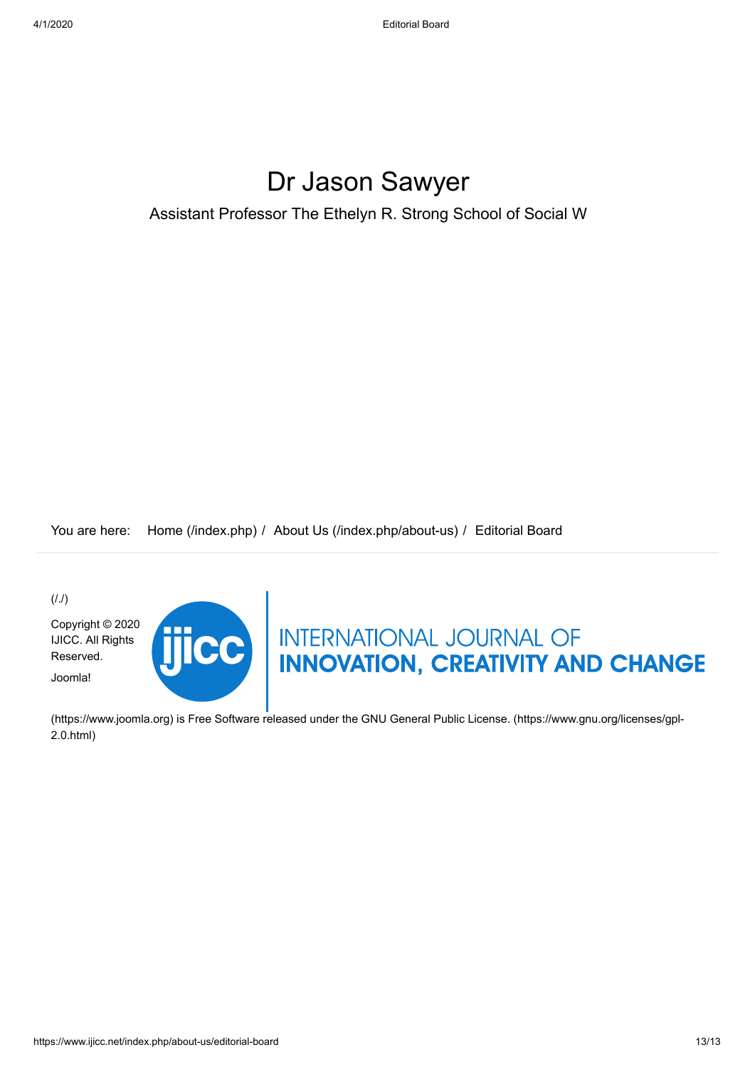# Dr Jason Sawyer

Assistant Professor The Ethelyn R. Strong School of Social W

You are here: Home (/index.php) / About Us (/index.php/about-us) / Editorial Board

(/./)

Copyright © 2020 IJICC. All Rights Reserved.

Joomla!

(https://www.joomla.org) is Free Software released under the GNU General Public License. (https://www.gnu.org/licenses/gpl-2.0.html)

INTERNATIONAL JOURNAL OF
**INNOVATION, CREATIVITY AND CHANGE**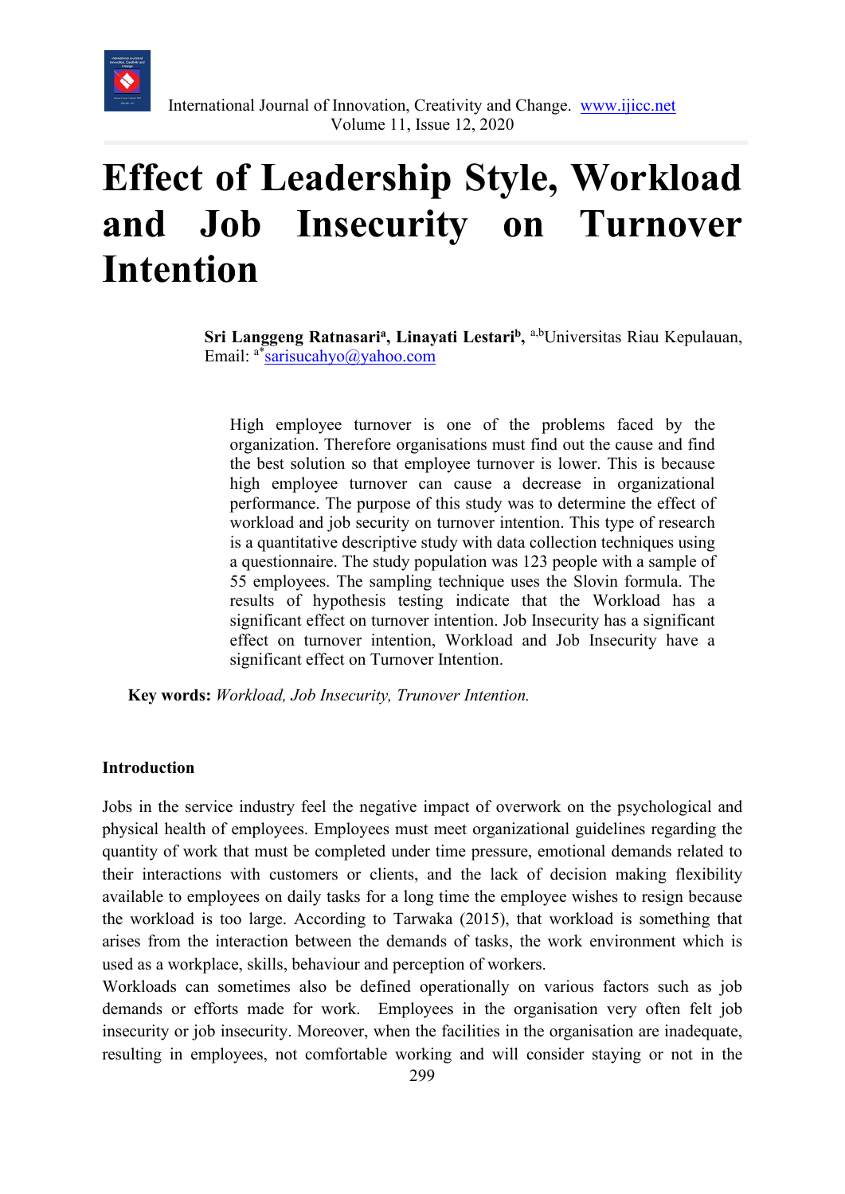# Effect of Leadership Style, Workload and Job Insecurity on Turnover Intention

**Sri Langgeng Ratnasari[a], Linayati Lestari[b]**, [a,b]Universitas Riau Kepulauan, Email: [a*]sarisucahyo@yahoo.com

High employee turnover is one of the problems faced by the organization. Therefore organisations must find out the cause and find the best solution so that employee turnover is lower. This is because high employee turnover can cause a decrease in organizational performance. The purpose of this study was to determine the effect of workload and job security on turnover intention. This type of research is a quantitative descriptive study with data collection techniques using a questionnaire. The study population was 123 people with a sample of 55 employees. The sampling technique uses the Slovin formula. The results of hypothesis testing indicate that the Workload has a significant effect on turnover intention. Job Insecurity has a significant effect on turnover intention, Workload and Job Insecurity have a significant effect on Turnover Intention.

**Key words:** *Workload, Job Insecurity, Trunover Intention.*

## Introduction

Jobs in the service industry feel the negative impact of overwork on the psychological and physical health of employees. Employees must meet organizational guidelines regarding the quantity of work that must be completed under time pressure, emotional demands related to their interactions with customers or clients, and the lack of decision making flexibility available to employees on daily tasks for a long time the employee wishes to resign because the workload is too large. According to Tarwaka (2015), that workload is something that arises from the interaction between the demands of tasks, the work environment which is used as a workplace, skills, behaviour and perception of workers.

Workloads can sometimes also be defined operationally on various factors such as job demands or efforts made for work. Employees in the organisation very often felt job insecurity or job insecurity. Moreover, when the facilities in the organisation are inadequate, resulting in employees, not comfortable working and will consider staying or not in the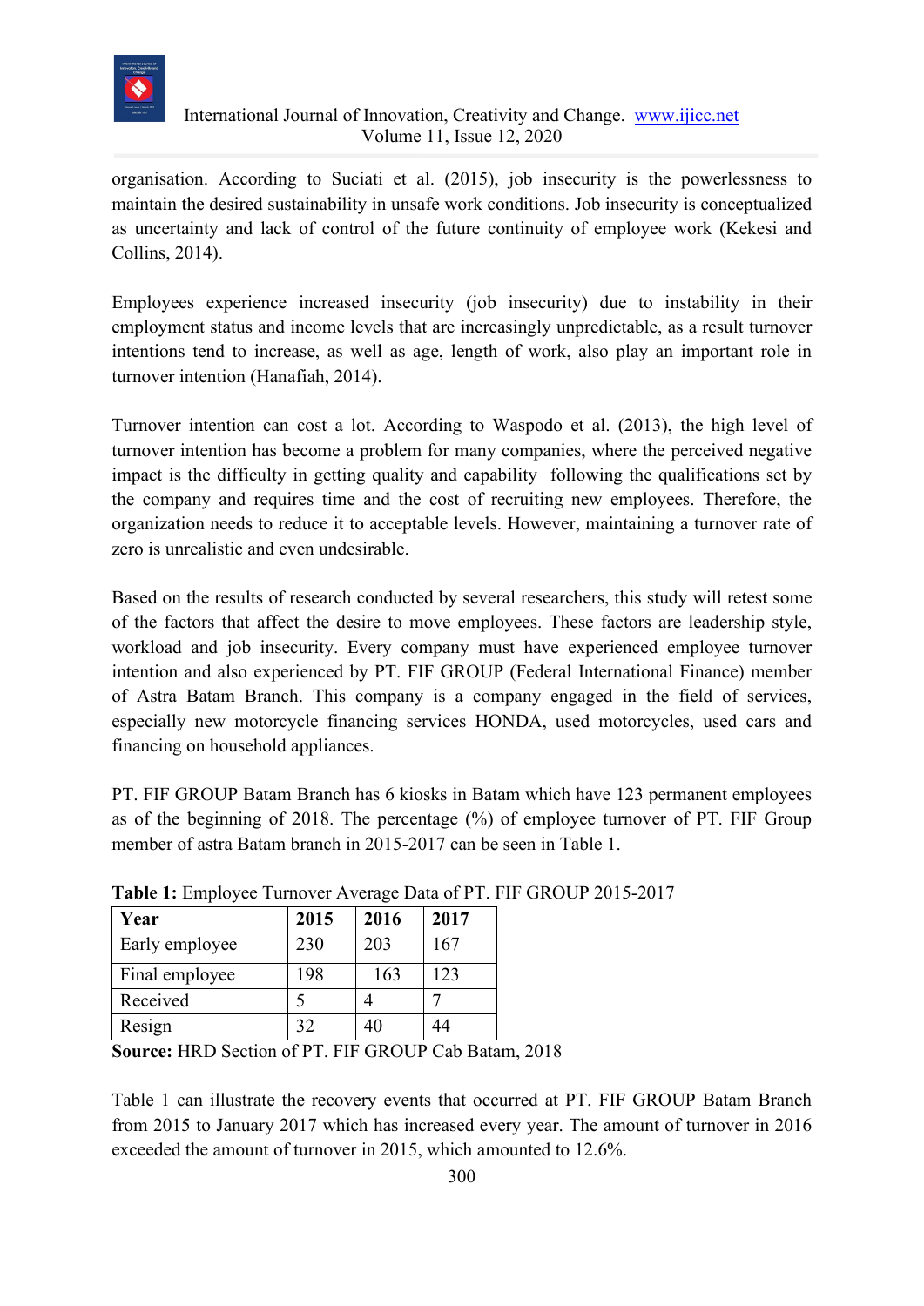organisation. According to Suciati et al. (2015), job insecurity is the powerlessness to maintain the desired sustainability in unsafe work conditions. Job insecurity is conceptualized as uncertainty and lack of control of the future continuity of employee work (Kekesi and Collins, 2014).

Employees experience increased insecurity (job insecurity) due to instability in their employment status and income levels that are increasingly unpredictable, as a result turnover intentions tend to increase, as well as age, length of work, also play an important role in turnover intention (Hanafiah, 2014).

Turnover intention can cost a lot. According to Waspodo et al. (2013), the high level of turnover intention has become a problem for many companies, where the perceived negative impact is the difficulty in getting quality and capability following the qualifications set by the company and requires time and the cost of recruiting new employees. Therefore, the organization needs to reduce it to acceptable levels. However, maintaining a turnover rate of zero is unrealistic and even undesirable.

Based on the results of research conducted by several researchers, this study will retest some of the factors that affect the desire to move employees. These factors are leadership style, workload and job insecurity. Every company must have experienced employee turnover intention and also experienced by PT. FIF GROUP (Federal International Finance) member of Astra Batam Branch. This company is a company engaged in the field of services, especially new motorcycle financing services HONDA, used motorcycles, used cars and financing on household appliances.

PT. FIF GROUP Batam Branch has 6 kiosks in Batam which have 123 permanent employees as of the beginning of 2018. The percentage (%) of employee turnover of PT. FIF Group member of astra Batam branch in 2015-2017 can be seen in Table 1.

**Table 1:** Employee Turnover Average Data of PT. FIF GROUP 2015-2017

| Year | 2015 | 2016 | 2017 |
|---|---|---|---|
| Early employee | 230 | 203 | 167 |
| Final employee | 198 | 163 | 123 |
| Received | 5 | 4 | 7 |
| Resign | 32 | 40 | 44 |

**Source:** HRD Section of PT. FIF GROUP Cab Batam, 2018

Table 1 can illustrate the recovery events that occurred at PT. FIF GROUP Batam Branch from 2015 to January 2017 which has increased every year. The amount of turnover in 2016 exceeded the amount of turnover in 2015, which amounted to 12.6%.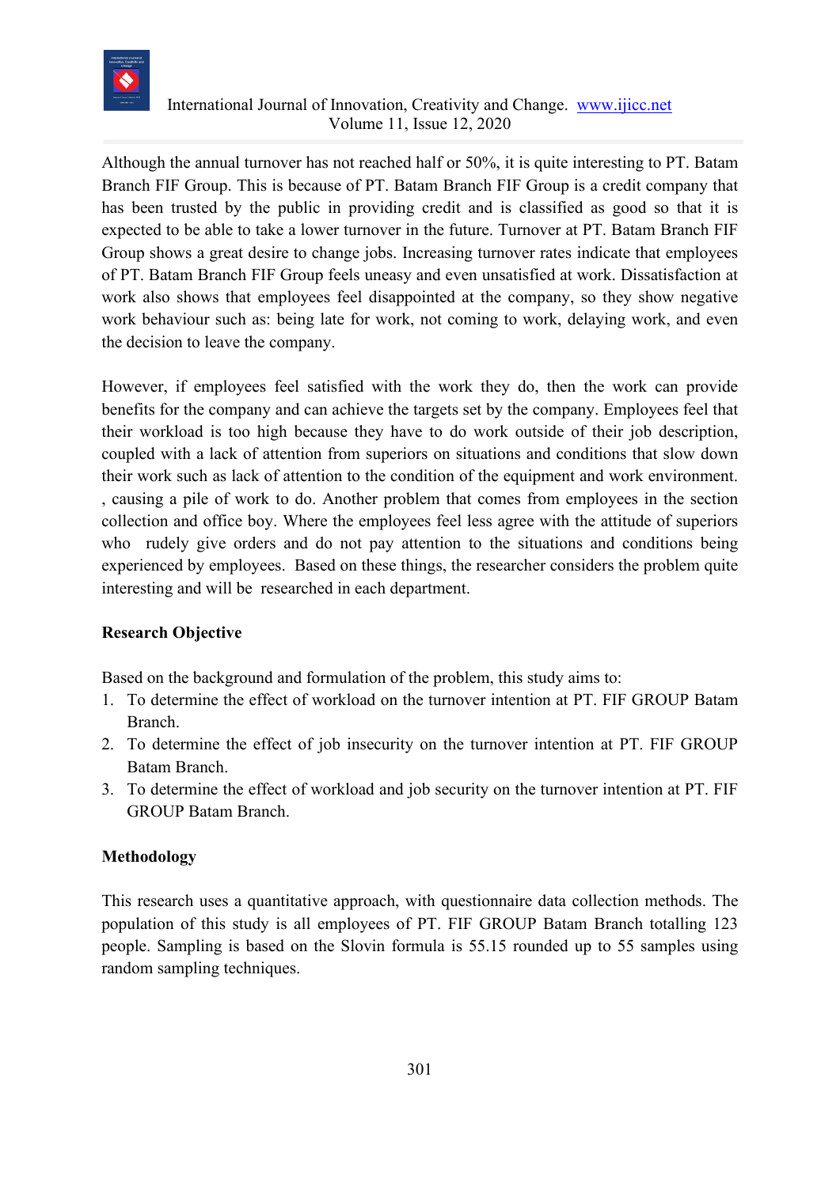Although the annual turnover has not reached half or 50%, it is quite interesting to PT. Batam Branch FIF Group. This is because of PT. Batam Branch FIF Group is a credit company that has been trusted by the public in providing credit and is classified as good so that it is expected to be able to take a lower turnover in the future. Turnover at PT. Batam Branch FIF Group shows a great desire to change jobs. Increasing turnover rates indicate that employees of PT. Batam Branch FIF Group feels uneasy and even unsatisfied at work. Dissatisfaction at work also shows that employees feel disappointed at the company, so they show negative work behaviour such as: being late for work, not coming to work, delaying work, and even the decision to leave the company.

However, if employees feel satisfied with the work they do, then the work can provide benefits for the company and can achieve the targets set by the company. Employees feel that their workload is too high because they have to do work outside of their job description, coupled with a lack of attention from superiors on situations and conditions that slow down their work such as lack of attention to the condition of the equipment and work environment. , causing a pile of work to do. Another problem that comes from employees in the section collection and office boy. Where the employees feel less agree with the attitude of superiors who rudely give orders and do not pay attention to the situations and conditions being experienced by employees. Based on these things, the researcher considers the problem quite interesting and will be researched in each department.

## Research Objective

Based on the background and formulation of the problem, this study aims to:

1. To determine the effect of workload on the turnover intention at PT. FIF GROUP Batam Branch.
2. To determine the effect of job insecurity on the turnover intention at PT. FIF GROUP Batam Branch.
3. To determine the effect of workload and job security on the turnover intention at PT. FIF GROUP Batam Branch.

## Methodology

This research uses a quantitative approach, with questionnaire data collection methods. The population of this study is all employees of PT. FIF GROUP Batam Branch totalling 123 people. Sampling is based on the Slovin formula is 55.15 rounded up to 55 samples using random sampling techniques.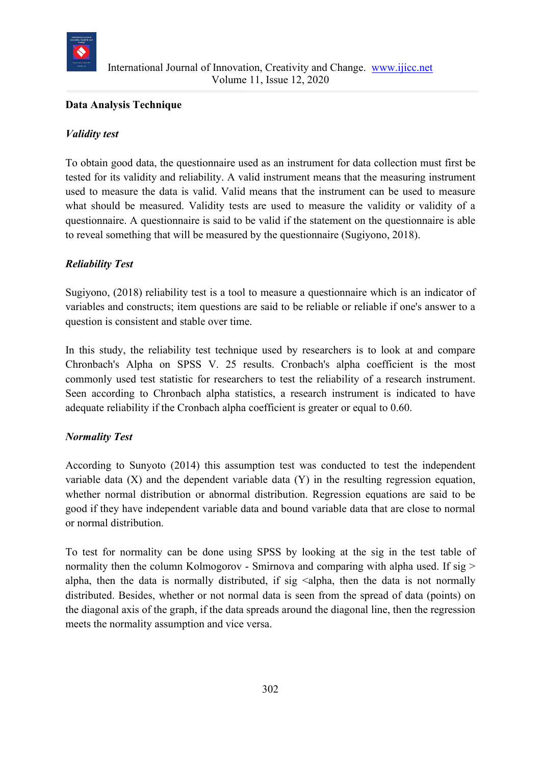## Data Analysis Technique

### *Validity test*

To obtain good data, the questionnaire used as an instrument for data collection must first be tested for its validity and reliability. A valid instrument means that the measuring instrument used to measure the data is valid. Valid means that the instrument can be used to measure what should be measured. Validity tests are used to measure the validity or validity of a questionnaire. A questionnaire is said to be valid if the statement on the questionnaire is able to reveal something that will be measured by the questionnaire (Sugiyono, 2018).

### *Reliability Test*

Sugiyono, (2018) reliability test is a tool to measure a questionnaire which is an indicator of variables and constructs; item questions are said to be reliable or reliable if one's answer to a question is consistent and stable over time.

In this study, the reliability test technique used by researchers is to look at and compare Chronbach's Alpha on SPSS V. 25 results. Cronbach's alpha coefficient is the most commonly used test statistic for researchers to test the reliability of a research instrument. Seen according to Chronbach alpha statistics, a research instrument is indicated to have adequate reliability if the Cronbach alpha coefficient is greater or equal to 0.60.

### *Normality Test*

According to Sunyoto (2014) this assumption test was conducted to test the independent variable data (X) and the dependent variable data (Y) in the resulting regression equation, whether normal distribution or abnormal distribution. Regression equations are said to be good if they have independent variable data and bound variable data that are close to normal or normal distribution.

To test for normality can be done using SPSS by looking at the sig in the test table of normality then the column Kolmogorov - Smirnova and comparing with alpha used. If sig > alpha, then the data is normally distributed, if sig <alpha, then the data is not normally distributed. Besides, whether or not normal data is seen from the spread of data (points) on the diagonal axis of the graph, if the data spreads around the diagonal line, then the regression meets the normality assumption and vice versa.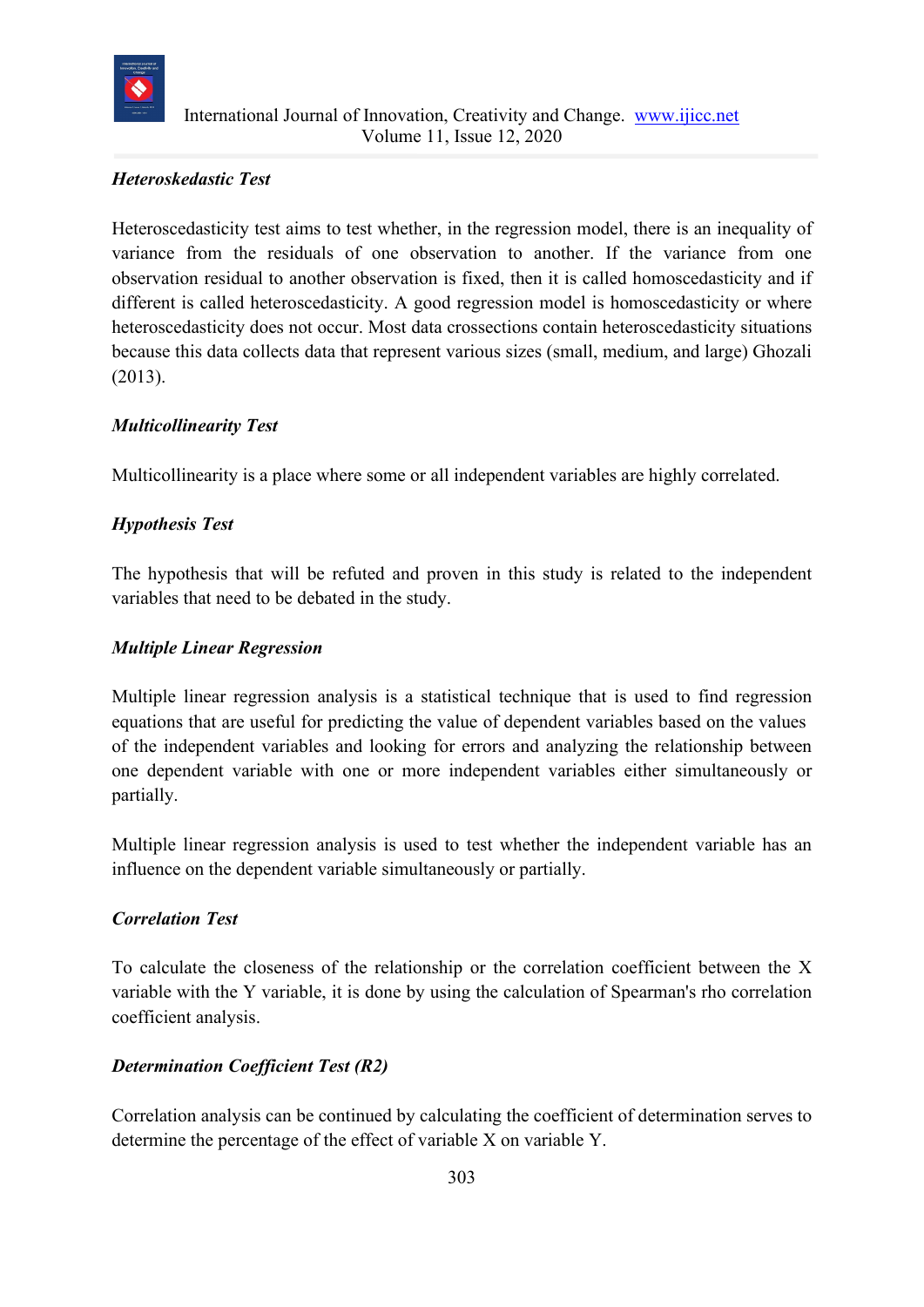***Heteroskedastic Test***

Heteroscedasticity test aims to test whether, in the regression model, there is an inequality of variance from the residuals of one observation to another. If the variance from one observation residual to another observation is fixed, then it is called homoscedasticity and if different is called heteroscedasticity. A good regression model is homoscedasticity or where heteroscedasticity does not occur. Most data crossections contain heteroscedasticity situations because this data collects data that represent various sizes (small, medium, and large) Ghozali (2013).

***Multicollinearity Test***

Multicollinearity is a place where some or all independent variables are highly correlated.

***Hypothesis Test***

The hypothesis that will be refuted and proven in this study is related to the independent variables that need to be debated in the study.

***Multiple Linear Regression***

Multiple linear regression analysis is a statistical technique that is used to find regression equations that are useful for predicting the value of dependent variables based on the values of the independent variables and looking for errors and analyzing the relationship between one dependent variable with one or more independent variables either simultaneously or partially.

Multiple linear regression analysis is used to test whether the independent variable has an influence on the dependent variable simultaneously or partially.

***Correlation Test***

To calculate the closeness of the relationship or the correlation coefficient between the X variable with the Y variable, it is done by using the calculation of Spearman's rho correlation coefficient analysis.

***Determination Coefficient Test (R2)***

Correlation analysis can be continued by calculating the coefficient of determination serves to determine the percentage of the effect of variable X on variable Y.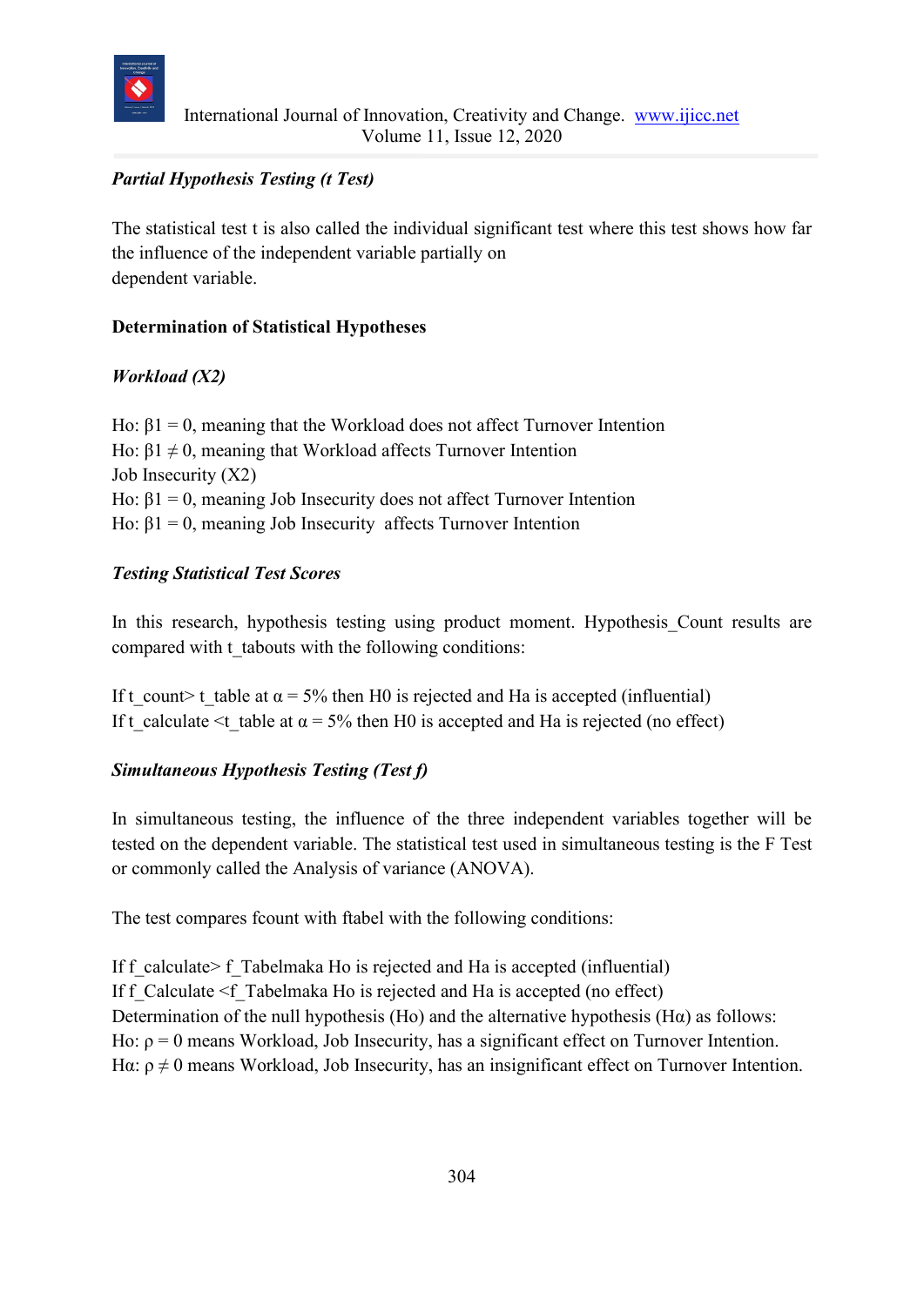***Partial Hypothesis Testing (t Test)***

The statistical test t is also called the individual significant test where this test shows how far the influence of the independent variable partially on
dependent variable.

**Determination of Statistical Hypotheses**

***Workload (X2)***

Ho: $\beta 1 = 0$, meaning that the Workload does not affect Turnover Intention
Ho: $\beta 1 \neq 0$, meaning that Workload affects Turnover Intention
Job Insecurity (X2)
Ho: $\beta 1 = 0$, meaning Job Insecurity does not affect Turnover Intention
Ho: $\beta 1 = 0$, meaning Job Insecurity affects Turnover Intention

***Testing Statistical Test Scores***

In this research, hypothesis testing using product moment. Hypothesis_Count results are compared with t_tabouts with the following conditions:

If t_count> t_table at $\alpha = 5\%$ then H0 is rejected and Ha is accepted (influential)
If t_calculate <t_table at $\alpha = 5\%$ then H0 is accepted and Ha is rejected (no effect)

***Simultaneous Hypothesis Testing (Test f)***

In simultaneous testing, the influence of the three independent variables together will be tested on the dependent variable. The statistical test used in simultaneous testing is the F Test or commonly called the Analysis of variance (ANOVA).

The test compares fcount with ftabel with the following conditions:

If f_calculate> f_Tabelmaka Ho is rejected and Ha is accepted (influential)
If f_Calculate <f_Tabelmaka Ho is rejected and Ha is accepted (no effect)
Determination of the null hypothesis (Ho) and the alternative hypothesis (Hα) as follows:
Ho: $\rho = 0$ means Workload, Job Insecurity, has a significant effect on Turnover Intention.
Hα: $\rho \neq 0$ means Workload, Job Insecurity, has an insignificant effect on Turnover Intention.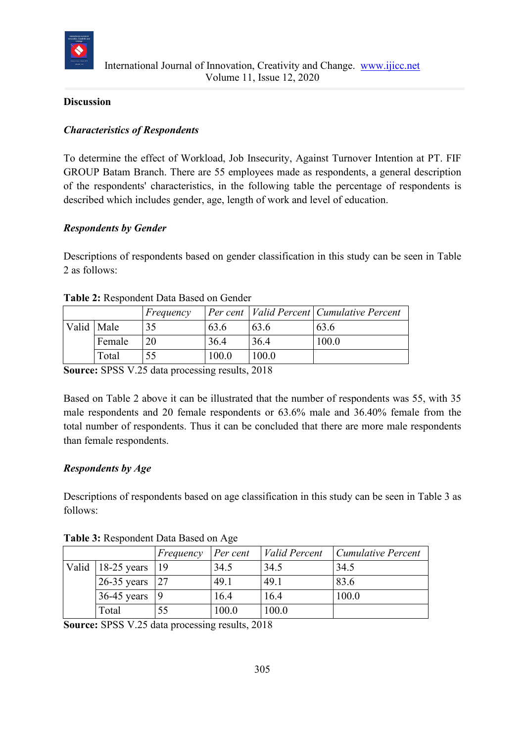## Discussion

### *Characteristics of Respondents*

To determine the effect of Workload, Job Insecurity, Against Turnover Intention at PT. FIF GROUP Batam Branch. There are 55 employees made as respondents, a general description of the respondents' characteristics, in the following table the percentage of respondents is described which includes gender, age, length of work and level of education.

### *Respondents by Gender*

Descriptions of respondents based on gender classification in this study can be seen in Table 2 as follows:

**Table 2:** Respondent Data Based on Gender

| | | *Frequency* | *Per cent* | *Valid Percent* | *Cumulative Percent* |
|---|---|---|---|---|---|
| Valid | Male | 35 | 63.6 | 63.6 | 63.6 |
| | Female | 20 | 36.4 | 36.4 | 100.0 |
| | Total | 55 | 100.0 | 100.0 | |

**Source:** SPSS V.25 data processing results, 2018

Based on Table 2 above it can be illustrated that the number of respondents was 55, with 35 male respondents and 20 female respondents or 63.6% male and 36.40% female from the total number of respondents. Thus it can be concluded that there are more male respondents than female respondents.

### *Respondents by Age*

Descriptions of respondents based on age classification in this study can be seen in Table 3 as follows:

**Table 3:** Respondent Data Based on Age

| | | *Frequency* | *Per cent* | *Valid Percent* | *Cumulative Percent* |
|---|---|---|---|---|---|
| Valid | 18-25 years | 19 | 34.5 | 34.5 | 34.5 |
| | 26-35 years | 27 | 49.1 | 49.1 | 83.6 |
| | 36-45 years | 9 | 16.4 | 16.4 | 100.0 |
| | Total | 55 | 100.0 | 100.0 | |

**Source:** SPSS V.25 data processing results, 2018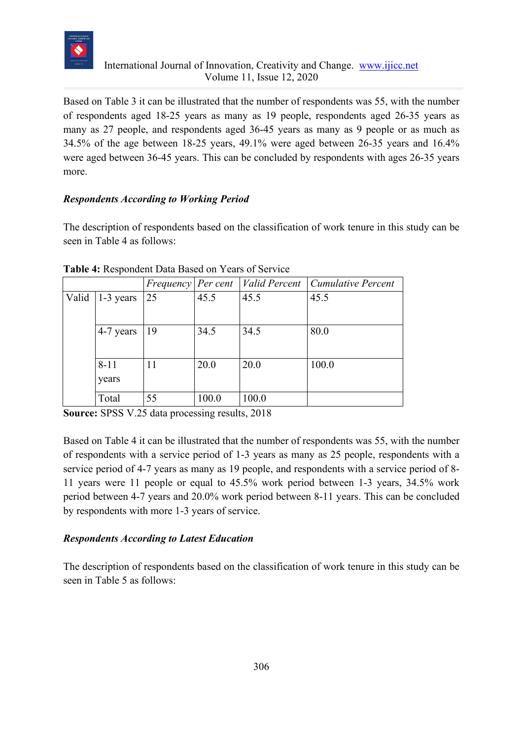Based on Table 3 it can be illustrated that the number of respondents was 55, with the number of respondents aged 18-25 years as many as 19 people, respondents aged 26-35 years as many as 27 people, and respondents aged 36-45 years as many as 9 people or as much as 34.5% of the age between 18-25 years, 49.1% were aged between 26-35 years and 16.4% were aged between 36-45 years. This can be concluded by respondents with ages 26-35 years more.

***Respondents According to Working Period***

The description of respondents based on the classification of work tenure in this study can be seen in Table 4 as follows:

**Table 4:** Respondent Data Based on Years of Service

| | | *Frequency* | *Per cent* | *Valid Percent* | *Cumulative Percent* |
|---|---|---|---|---|---|
| Valid | 1-3 years | 25 | 45.5 | 45.5 | 45.5 |
| | 4-7 years | 19 | 34.5 | 34.5 | 80.0 |
| | 8-11 years | 11 | 20.0 | 20.0 | 100.0 |
| | Total | 55 | 100.0 | 100.0 | |

**Source:** SPSS V.25 data processing results, 2018

Based on Table 4 it can be illustrated that the number of respondents was 55, with the number of respondents with a service period of 1-3 years as many as 25 people, respondents with a service period of 4-7 years as many as 19 people, and respondents with a service period of 8-11 years were 11 people or equal to 45.5% work period between 1-3 years, 34.5% work period between 4-7 years and 20.0% work period between 8-11 years. This can be concluded by respondents with more 1-3 years of service.

***Respondents According to Latest Education***

The description of respondents based on the classification of work tenure in this study can be seen in Table 5 as follows: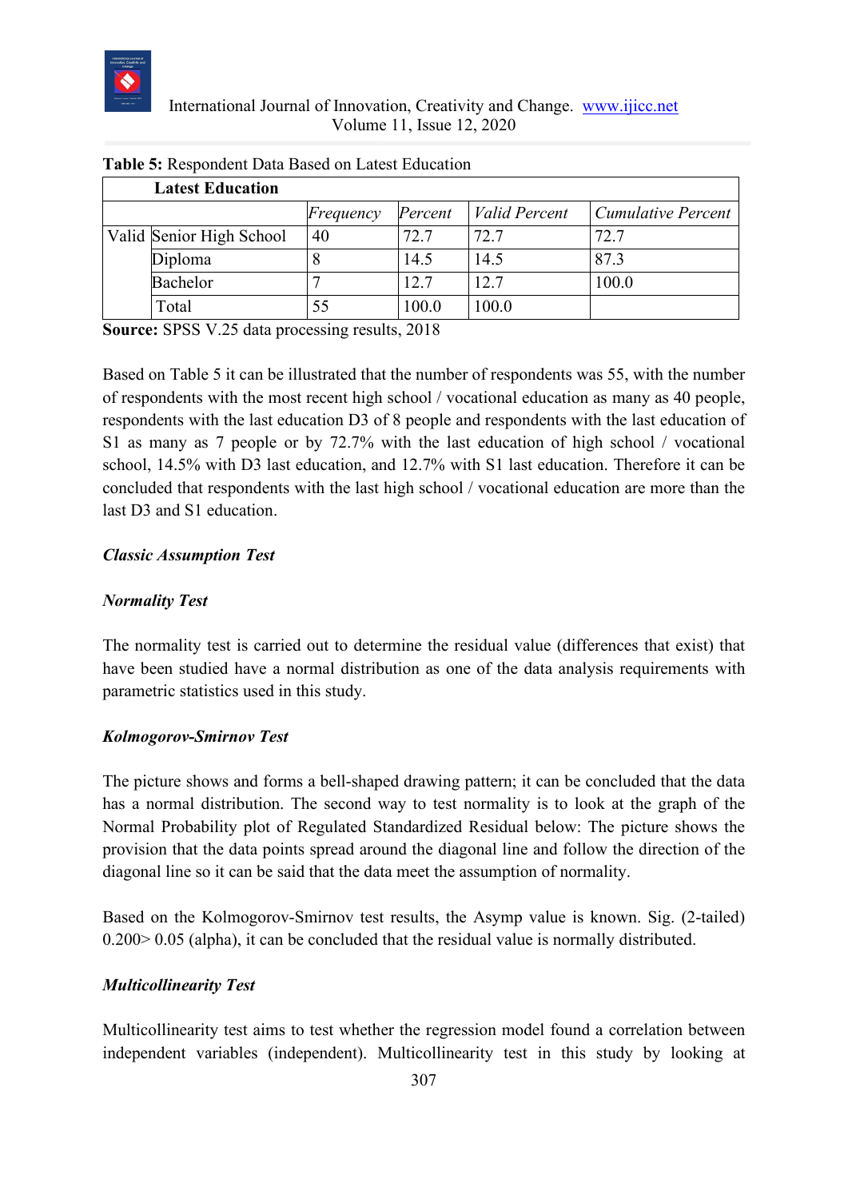**Table 5:** Respondent Data Based on Latest Education

| Latest Education | | | | | |
|---|---|---|---|---|---|
| | | *Frequency* | *Percent* | *Valid Percent* | *Cumulative Percent* |
| Valid | Senior High School | 40 | 72.7 | 72.7 | 72.7 |
| | Diploma | 8 | 14.5 | 14.5 | 87.3 |
| | Bachelor | 7 | 12.7 | 12.7 | 100.0 |
| | Total | 55 | 100.0 | 100.0 | |

**Source:** SPSS V.25 data processing results, 2018

Based on Table 5 it can be illustrated that the number of respondents was 55, with the number of respondents with the most recent high school / vocational education as many as 40 people, respondents with the last education D3 of 8 people and respondents with the last education of S1 as many as 7 people or by 72.7% with the last education of high school / vocational school, 14.5% with D3 last education, and 12.7% with S1 last education. Therefore it can be concluded that respondents with the last high school / vocational education are more than the last D3 and S1 education.

***Classic Assumption Test***

***Normality Test***

The normality test is carried out to determine the residual value (differences that exist) that have been studied have a normal distribution as one of the data analysis requirements with parametric statistics used in this study.

***Kolmogorov-Smirnov Test***

The picture shows and forms a bell-shaped drawing pattern; it can be concluded that the data has a normal distribution. The second way to test normality is to look at the graph of the Normal Probability plot of Regulated Standardized Residual below: The picture shows the provision that the data points spread around the diagonal line and follow the direction of the diagonal line so it can be said that the data meet the assumption of normality.

Based on the Kolmogorov-Smirnov test results, the Asymp value is known. Sig. (2-tailed) 0.200> 0.05 (alpha), it can be concluded that the residual value is normally distributed.

***Multicollinearity Test***

Multicollinearity test aims to test whether the regression model found a correlation between independent variables (independent). Multicollinearity test in this study by looking at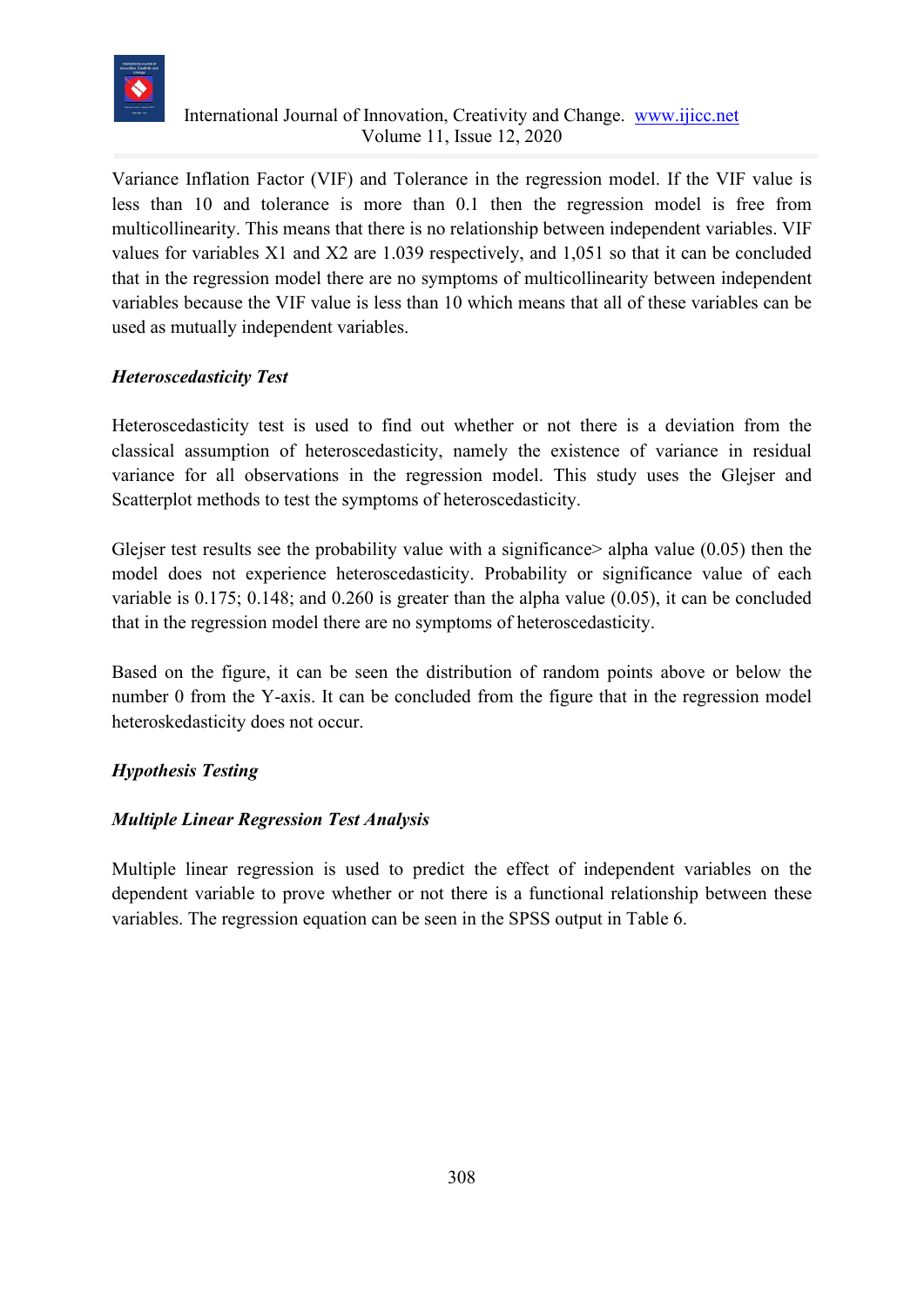Variance Inflation Factor (VIF) and Tolerance in the regression model. If the VIF value is less than 10 and tolerance is more than 0.1 then the regression model is free from multicollinearity. This means that there is no relationship between independent variables. VIF values for variables X1 and X2 are 1.039 respectively, and 1,051 so that it can be concluded that in the regression model there are no symptoms of multicollinearity between independent variables because the VIF value is less than 10 which means that all of these variables can be used as mutually independent variables.

***Heteroscedasticity Test***

Heteroscedasticity test is used to find out whether or not there is a deviation from the classical assumption of heteroscedasticity, namely the existence of variance in residual variance for all observations in the regression model. This study uses the Glejser and Scatterplot methods to test the symptoms of heteroscedasticity.

Glejser test results see the probability value with a significance> alpha value (0.05) then the model does not experience heteroscedasticity. Probability or significance value of each variable is 0.175; 0.148; and 0.260 is greater than the alpha value (0.05), it can be concluded that in the regression model there are no symptoms of heteroscedasticity.

Based on the figure, it can be seen the distribution of random points above or below the number 0 from the Y-axis. It can be concluded from the figure that in the regression model heteroskedasticity does not occur.

***Hypothesis Testing***

***Multiple Linear Regression Test Analysis***

Multiple linear regression is used to predict the effect of independent variables on the dependent variable to prove whether or not there is a functional relationship between these variables. The regression equation can be seen in the SPSS output in Table 6.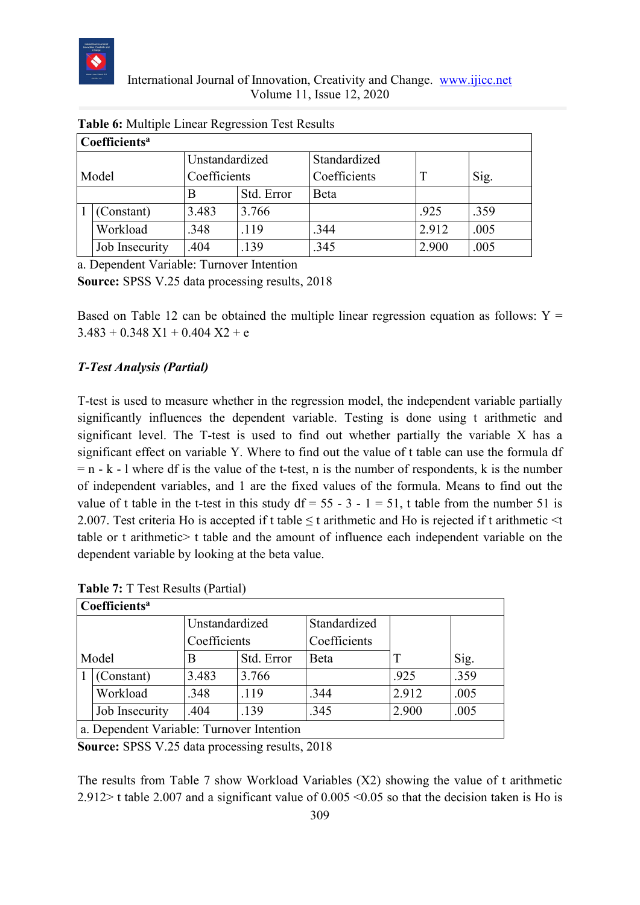**Table 6:** Multiple Linear Regression Test Results

| Coefficients[a] | | | | | | |
|---|---|---|---|---|---|---|
| Model | | Unstandardized Coefficients | | Standardized Coefficients | T | Sig. |
| | | B | Std. Error | Beta | | |
| 1 | (Constant) | 3.483 | 3.766 | | .925 | .359 |
| | Workload | .348 | .119 | .344 | 2.912 | .005 |
| | Job Insecurity | .404 | .139 | .345 | 2.900 | .005 |

a. Dependent Variable: Turnover Intention

**Source:** SPSS V.25 data processing results, 2018

Based on Table 12 can be obtained the multiple linear regression equation as follows: $Y = 3.483 + 0.348\ X1 + 0.404\ X2 + e$

### *T-Test Analysis (Partial)*

T-test is used to measure whether in the regression model, the independent variable partially significantly influences the dependent variable. Testing is done using t arithmetic and significant level. The T-test is used to find out whether partially the variable X has a significant effect on variable Y. Where to find out the value of t table can use the formula $df = n - k - 1$ where df is the value of the t-test, n is the number of respondents, k is the number of independent variables, and 1 are the fixed values of the formula. Means to find out the value of t table in the t-test in this study $df = 55 - 3 - 1 = 51$, t table from the number 51 is 2.007. Test criteria Ho is accepted if t table ≤ t arithmetic and Ho is rejected if t arithmetic <t table or t arithmetic> t table and the amount of influence each independent variable on the dependent variable by looking at the beta value.

**Table 7:** T Test Results (Partial)

| Coefficients[a] | | | | | | |
|---|---|---|---|---|---|---|
| Model | | Unstandardized Coefficients | | Standardized Coefficients | T | Sig. |
| | | B | Std. Error | Beta | | |
| 1 | (Constant) | 3.483 | 3.766 | | .925 | .359 |
| | Workload | .348 | .119 | .344 | 2.912 | .005 |
| | Job Insecurity | .404 | .139 | .345 | 2.900 | .005 |
| a. Dependent Variable: Turnover Intention | | | | | | |

**Source:** SPSS V.25 data processing results, 2018

The results from Table 7 show Workload Variables (X2) showing the value of t arithmetic 2.912> t table 2.007 and a significant value of 0.005 <0.05 so that the decision taken is Ho is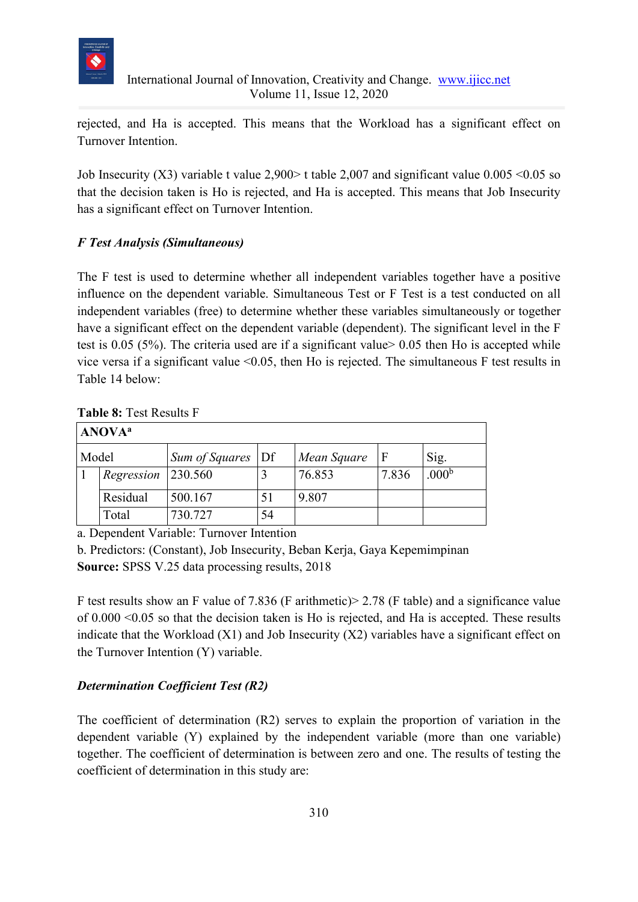rejected, and Ha is accepted. This means that the Workload has a significant effect on Turnover Intention.

Job Insecurity (X3) variable t value 2,900> t table 2,007 and significant value 0.005 <0.05 so that the decision taken is Ho is rejected, and Ha is accepted. This means that Job Insecurity has a significant effect on Turnover Intention.

### *F Test Analysis (Simultaneous)*

The F test is used to determine whether all independent variables together have a positive influence on the dependent variable. Simultaneous Test or F Test is a test conducted on all independent variables (free) to determine whether these variables simultaneously or together have a significant effect on the dependent variable (dependent). The significant level in the F test is 0.05 (5%). The criteria used are if a significant value> 0.05 then Ho is accepted while vice versa if a significant value <0.05, then Ho is rejected. The simultaneous F test results in Table 14 below:

**Table 8:** Test Results F

| **ANOVA**[a] | | | | | | |
|---|---|---|---|---|---|---|
| Model | | *Sum of Squares* | Df | *Mean Square* | F | Sig. |
| 1 | *Regression* | 230.560 | 3 | 76.853 | 7.836 | .000[b] |
| | Residual | 500.167 | 51 | 9.807 | | |
| | Total | 730.727 | 54 | | | |

a. Dependent Variable: Turnover Intention

b. Predictors: (Constant), Job Insecurity, Beban Kerja, Gaya Kepemimpinan

**Source:** SPSS V.25 data processing results, 2018

F test results show an F value of 7.836 (F arithmetic)> 2.78 (F table) and a significance value of 0.000 <0.05 so that the decision taken is Ho is rejected, and Ha is accepted. These results indicate that the Workload (X1) and Job Insecurity (X2) variables have a significant effect on the Turnover Intention (Y) variable.

### *Determination Coefficient Test (R2)*

The coefficient of determination (R2) serves to explain the proportion of variation in the dependent variable (Y) explained by the independent variable (more than one variable) together. The coefficient of determination is between zero and one. The results of testing the coefficient of determination in this study are: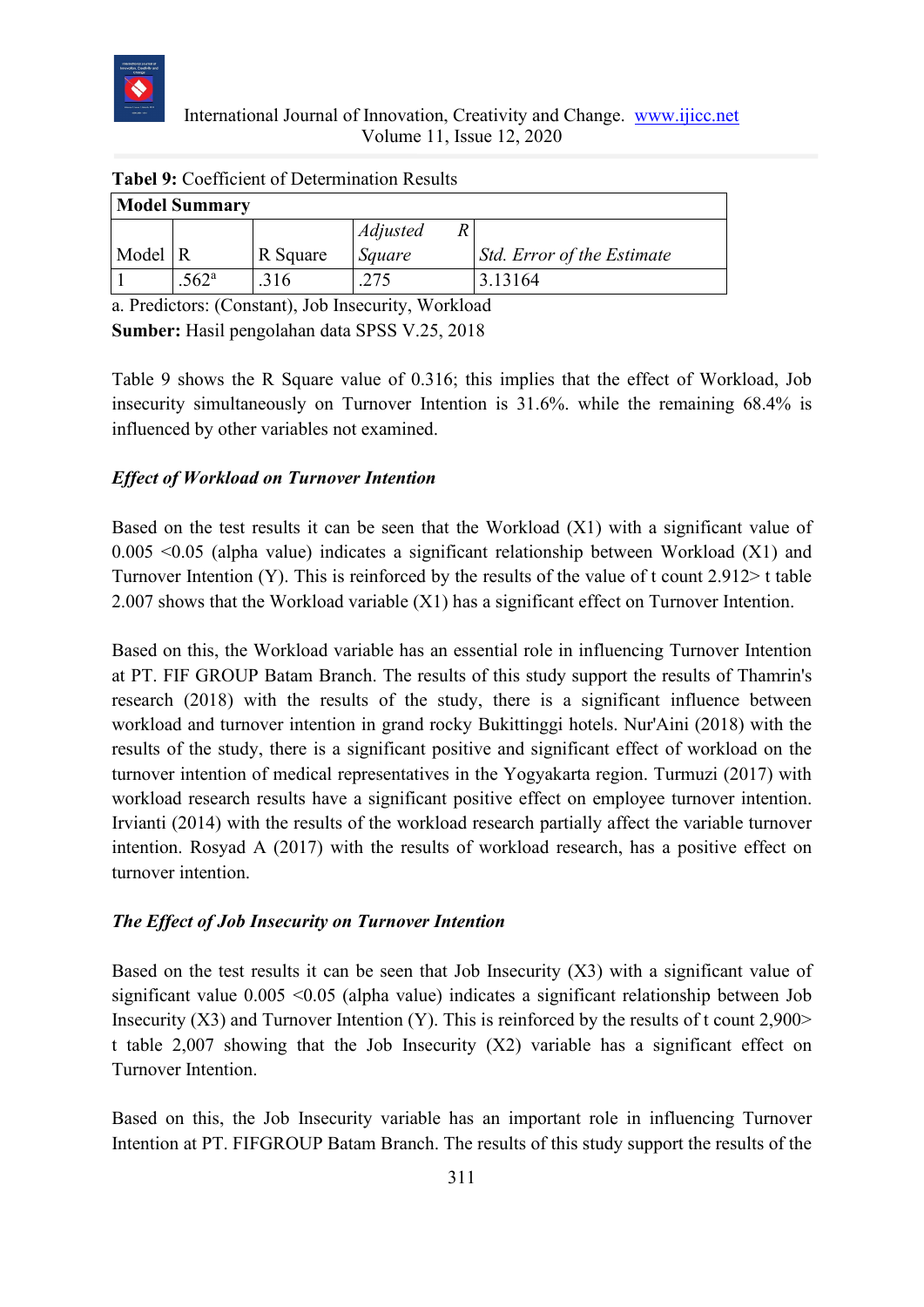**Tabel 9:** Coefficient of Determination Results

| **Model Summary** | | | | |
|---|---|---|---|---|
| Model | R | R Square | *Adjusted R Square* | *Std. Error of the Estimate* |
| 1 | .562[a] | .316 | .275 | 3.13164 |

a. Predictors: (Constant), Job Insecurity, Workload

**Sumber:** Hasil pengolahan data SPSS V.25, 2018

Table 9 shows the R Square value of 0.316; this implies that the effect of Workload, Job insecurity simultaneously on Turnover Intention is 31.6%. while the remaining 68.4% is influenced by other variables not examined.

***Effect of Workload on Turnover Intention***

Based on the test results it can be seen that the Workload (X1) with a significant value of 0.005 <0.05 (alpha value) indicates a significant relationship between Workload (X1) and Turnover Intention (Y). This is reinforced by the results of the value of t count 2.912> t table 2.007 shows that the Workload variable (X1) has a significant effect on Turnover Intention.

Based on this, the Workload variable has an essential role in influencing Turnover Intention at PT. FIF GROUP Batam Branch. The results of this study support the results of Thamrin's research (2018) with the results of the study, there is a significant influence between workload and turnover intention in grand rocky Bukittinggi hotels. Nur'Aini (2018) with the results of the study, there is a significant positive and significant effect of workload on the turnover intention of medical representatives in the Yogyakarta region. Turmuzi (2017) with workload research results have a significant positive effect on employee turnover intention. Irvianti (2014) with the results of the workload research partially affect the variable turnover intention. Rosyad A (2017) with the results of workload research, has a positive effect on turnover intention.

***The Effect of Job Insecurity on Turnover Intention***

Based on the test results it can be seen that Job Insecurity (X3) with a significant value of significant value 0.005 <0.05 (alpha value) indicates a significant relationship between Job Insecurity (X3) and Turnover Intention (Y). This is reinforced by the results of t count 2,900> t table 2,007 showing that the Job Insecurity (X2) variable has a significant effect on Turnover Intention.

Based on this, the Job Insecurity variable has an important role in influencing Turnover Intention at PT. FIFGROUP Batam Branch. The results of this study support the results of the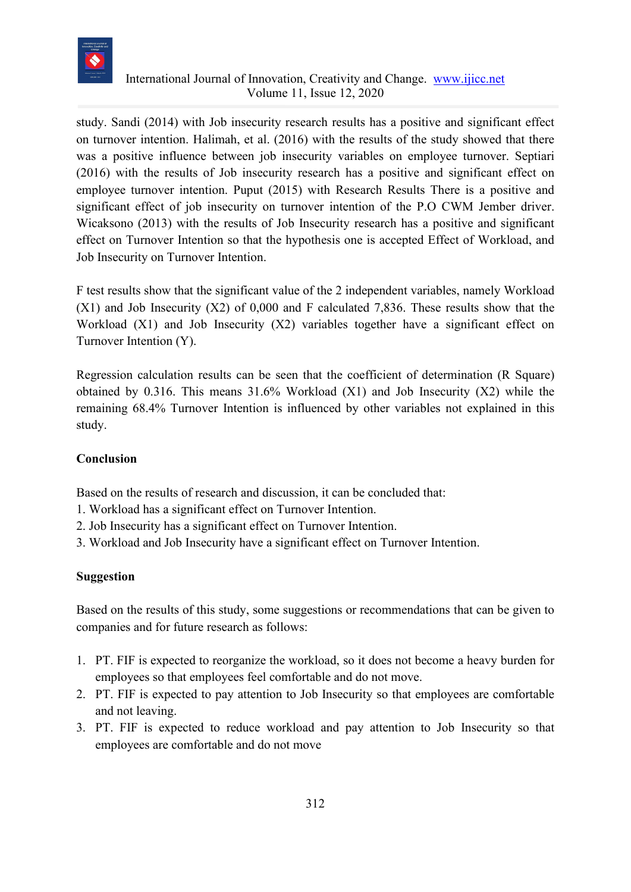study. Sandi (2014) with Job insecurity research results has a positive and significant effect on turnover intention. Halimah, et al. (2016) with the results of the study showed that there was a positive influence between job insecurity variables on employee turnover. Septiari (2016) with the results of Job insecurity research has a positive and significant effect on employee turnover intention. Puput (2015) with Research Results There is a positive and significant effect of job insecurity on turnover intention of the P.O CWM Jember driver. Wicaksono (2013) with the results of Job Insecurity research has a positive and significant effect on Turnover Intention so that the hypothesis one is accepted Effect of Workload, and Job Insecurity on Turnover Intention.

F test results show that the significant value of the 2 independent variables, namely Workload (X1) and Job Insecurity (X2) of 0,000 and F calculated 7,836. These results show that the Workload (X1) and Job Insecurity (X2) variables together have a significant effect on Turnover Intention (Y).

Regression calculation results can be seen that the coefficient of determination (R Square) obtained by 0.316. This means 31.6% Workload (X1) and Job Insecurity (X2) while the remaining 68.4% Turnover Intention is influenced by other variables not explained in this study.

## Conclusion

Based on the results of research and discussion, it can be concluded that:

1. Workload has a significant effect on Turnover Intention.
2. Job Insecurity has a significant effect on Turnover Intention.
3. Workload and Job Insecurity have a significant effect on Turnover Intention.

## Suggestion

Based on the results of this study, some suggestions or recommendations that can be given to companies and for future research as follows:

1. PT. FIF is expected to reorganize the workload, so it does not become a heavy burden for employees so that employees feel comfortable and do not move.
2. PT. FIF is expected to pay attention to Job Insecurity so that employees are comfortable and not leaving.
3. PT. FIF is expected to reduce workload and pay attention to Job Insecurity so that employees are comfortable and do not move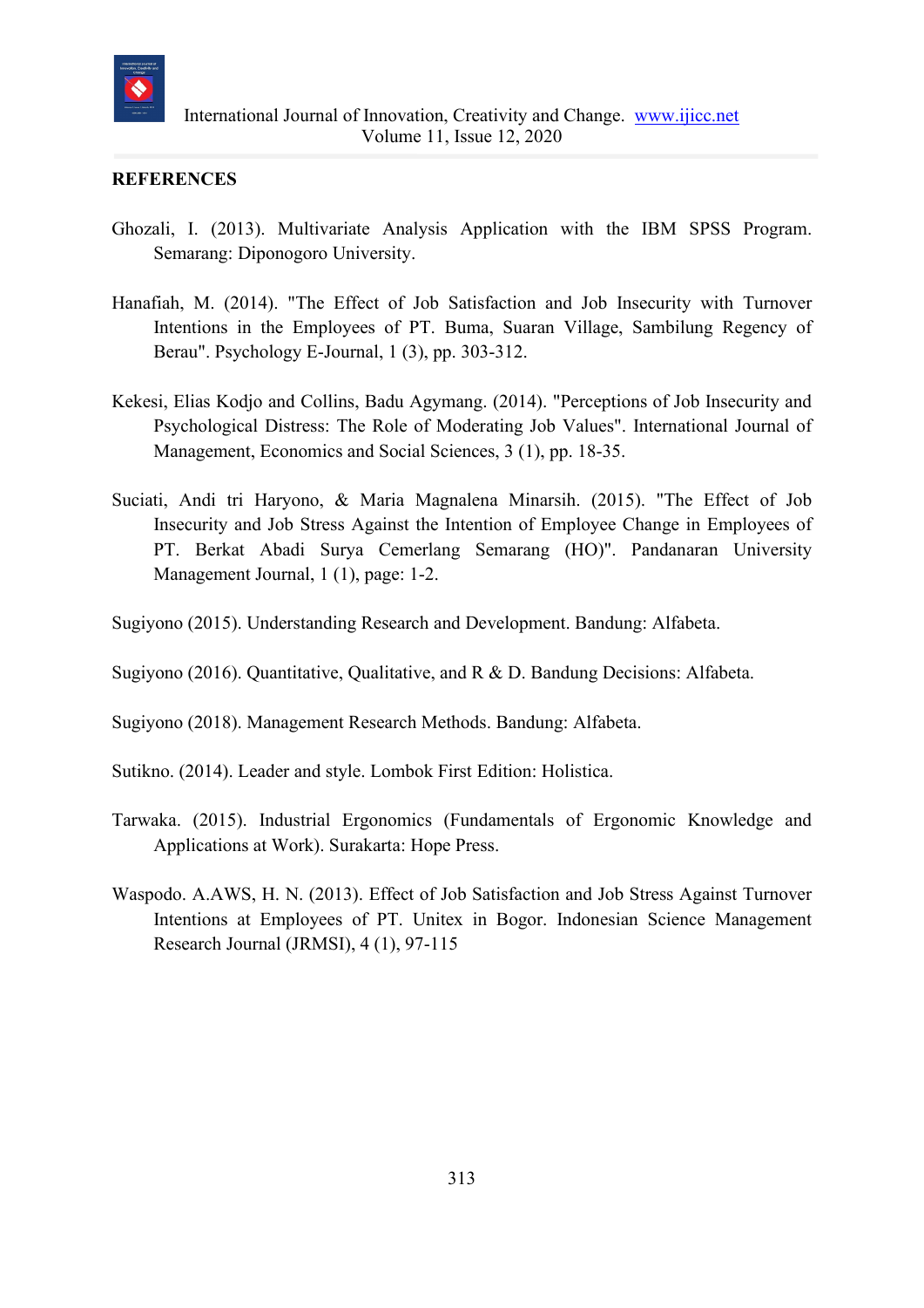## REFERENCES

Ghozali, I. (2013). Multivariate Analysis Application with the IBM SPSS Program. Semarang: Diponogoro University.

Hanafiah, M. (2014). "The Effect of Job Satisfaction and Job Insecurity with Turnover Intentions in the Employees of PT. Buma, Suaran Village, Sambilung Regency of Berau". Psychology E-Journal, 1 (3), pp. 303-312.

Kekesi, Elias Kodjo and Collins, Badu Agymang. (2014). "Perceptions of Job Insecurity and Psychological Distress: The Role of Moderating Job Values". International Journal of Management, Economics and Social Sciences, 3 (1), pp. 18-35.

Suciati, Andi tri Haryono, & Maria Magnalena Minarsih. (2015). "The Effect of Job Insecurity and Job Stress Against the Intention of Employee Change in Employees of PT. Berkat Abadi Surya Cemerlang Semarang (HO)". Pandanaran University Management Journal, 1 (1), page: 1-2.

Sugiyono (2015). Understanding Research and Development. Bandung: Alfabeta.

Sugiyono (2016). Quantitative, Qualitative, and R & D. Bandung Decisions: Alfabeta.

Sugiyono (2018). Management Research Methods. Bandung: Alfabeta.

Sutikno. (2014). Leader and style. Lombok First Edition: Holistica.

Tarwaka. (2015). Industrial Ergonomics (Fundamentals of Ergonomic Knowledge and Applications at Work). Surakarta: Hope Press.

Waspodo. A.AWS, H. N. (2013). Effect of Job Satisfaction and Job Stress Against Turnover Intentions at Employees of PT. Unitex in Bogor. Indonesian Science Management Research Journal (JRMSI), 4 (1), 97-115